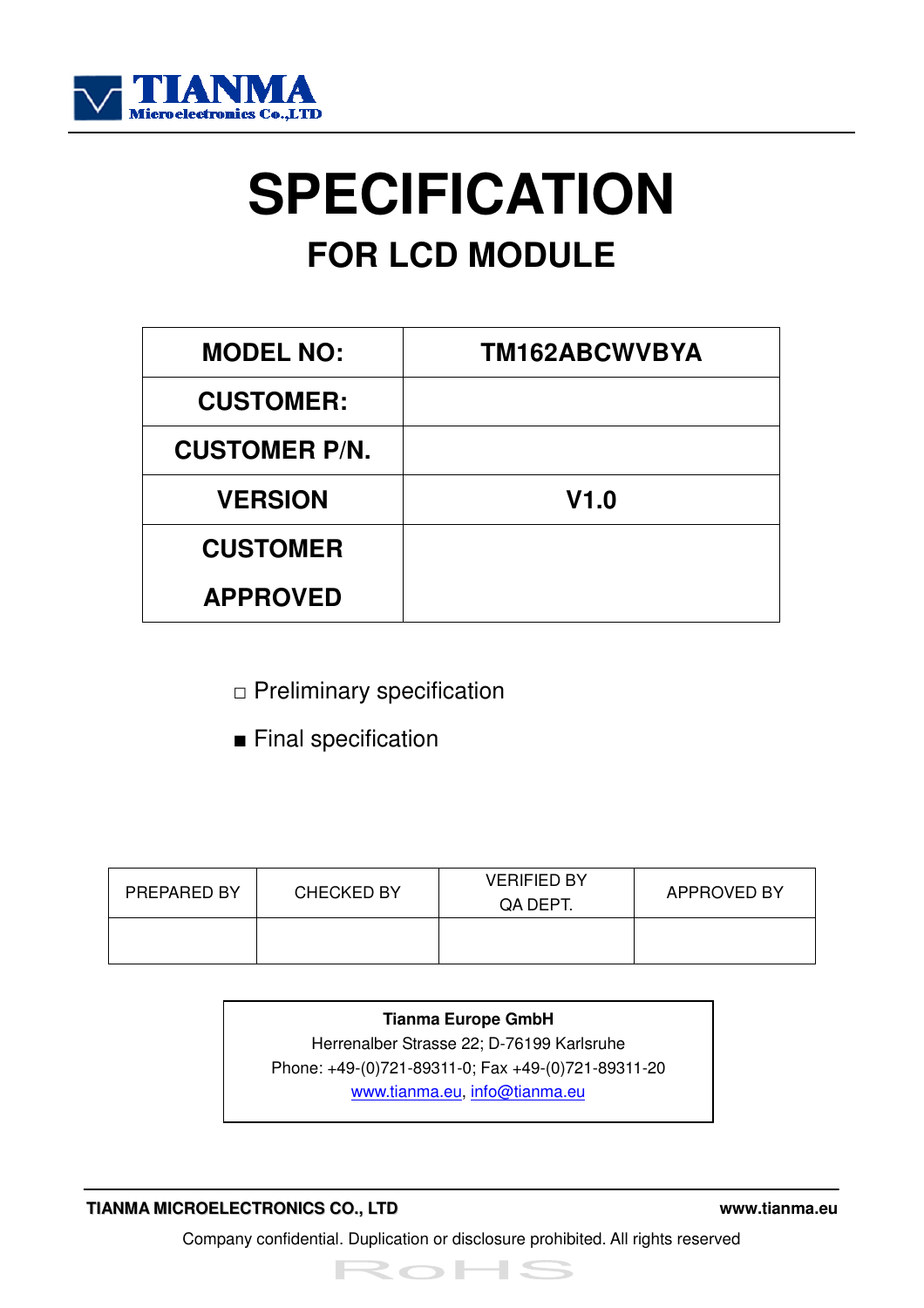TIANMA
Microelectronics Co.,LTD

# SPECIFICATION

## FOR LCD MODULE

| MODEL NO: | TM162ABCWVBYA |
|---|---|
| CUSTOMER: | |
| CUSTOMER P/N. | |
| VERSION | V1.0 |
| CUSTOMER APPROVED | |

□ Preliminary specification

■ Final specification

| PREPARED BY | CHECKED BY | VERIFIED BY QA DEPT. | APPROVED BY |
|---|---|---|---|
| | | | |

**Tianma Europe GmbH**
Herrenalber Strasse 22; D-76199 Karlsruhe
Phone: +49-(0)721-89311-0; Fax +49-(0)721-89311-20
www.tianma.eu, info@tianma.eu

**TIANMA MICROELECTRONICS CO., LTD** **www.tianma.eu**

Company confidential. Duplication or disclosure prohibited. All rights reserved

RoHS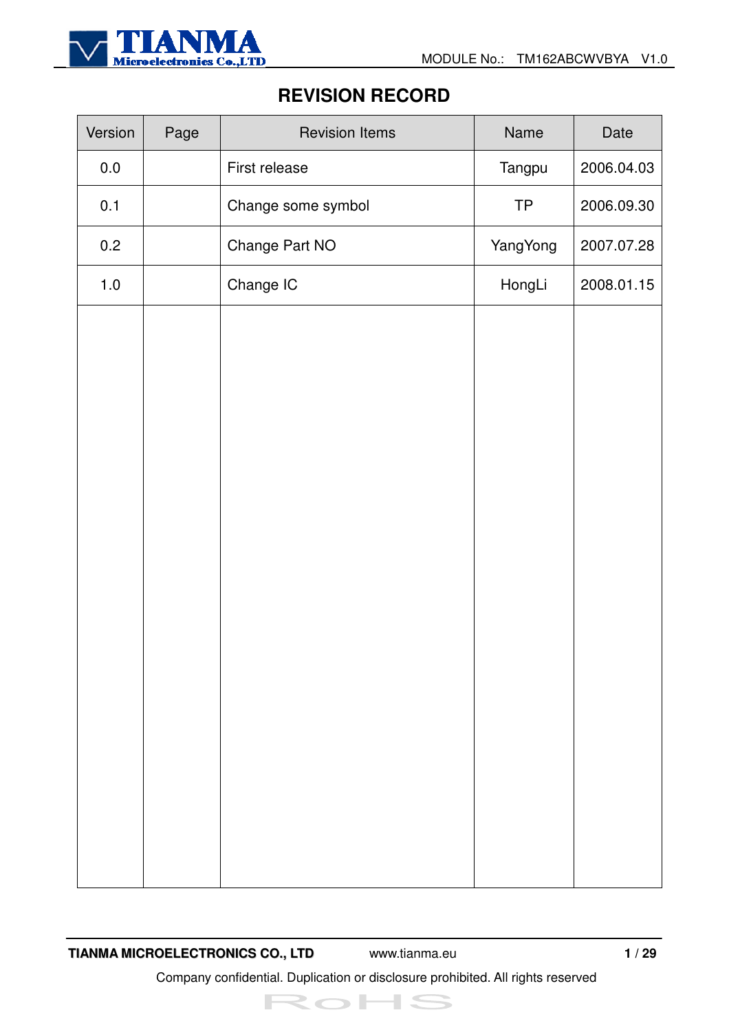# REVISION RECORD

| Version | Page | Revision Items | Name | Date |
|---|---|---|---|---|
| 0.0 | | First release | Tangpu | 2006.04.03 |
| 0.1 | | Change some symbol | TP | 2006.09.30 |
| 0.2 | | Change Part NO | YangYong | 2007.07.28 |
| 1.0 | | Change IC | HongLi | 2008.01.15 |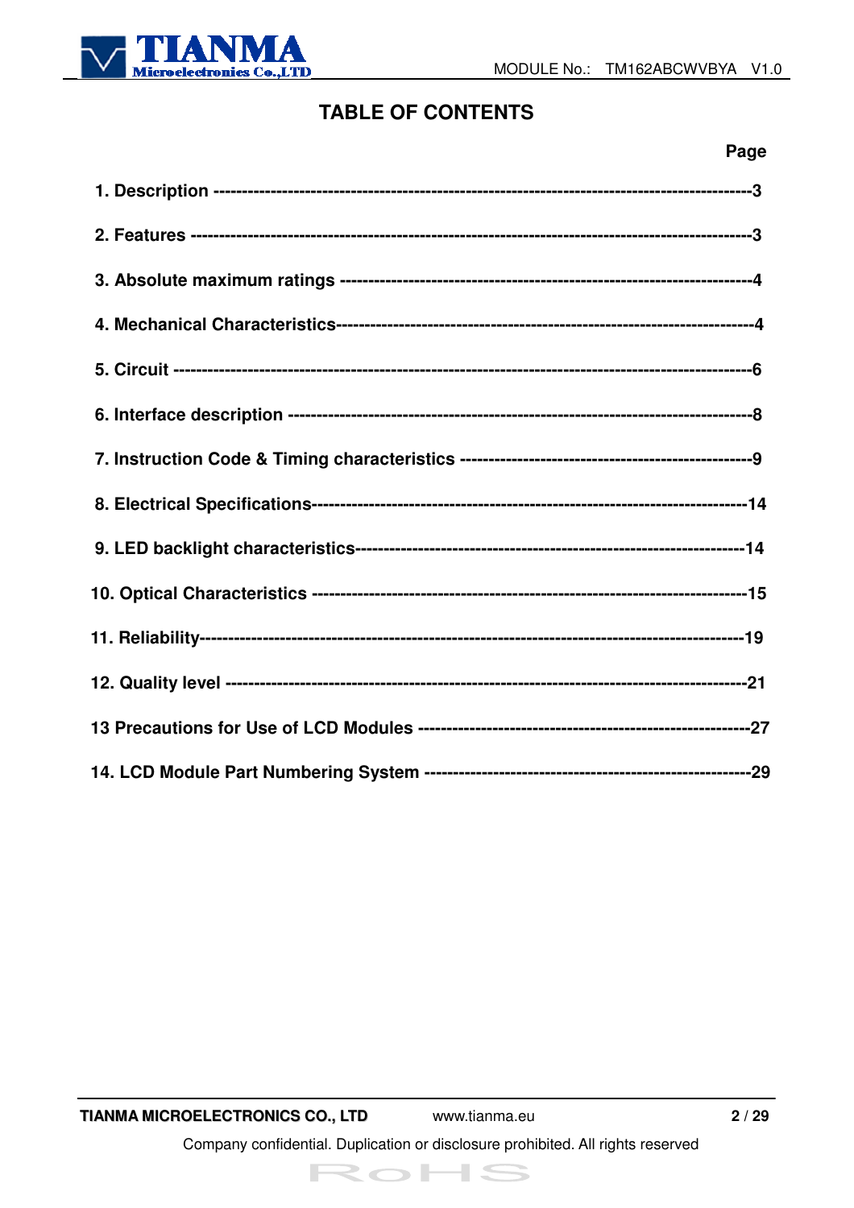# TABLE OF CONTENTS

| | Page |
|---|---|
| 1. Description | 3 |
| 2. Features | 3 |
| 3. Absolute maximum ratings | 4 |
| 4. Mechanical Characteristics | 4 |
| 5. Circuit | 6 |
| 6. Interface description | 8 |
| 7. Instruction Code & Timing characteristics | 9 |
| 8. Electrical Specifications | 14 |
| 9. LED backlight characteristics | 14 |
| 10. Optical Characteristics | 15 |
| 11. Reliability | 19 |
| 12. Quality level | 21 |
| 13 Precautions for Use of LCD Modules | 27 |
| 14. LCD Module Part Numbering System | 29 |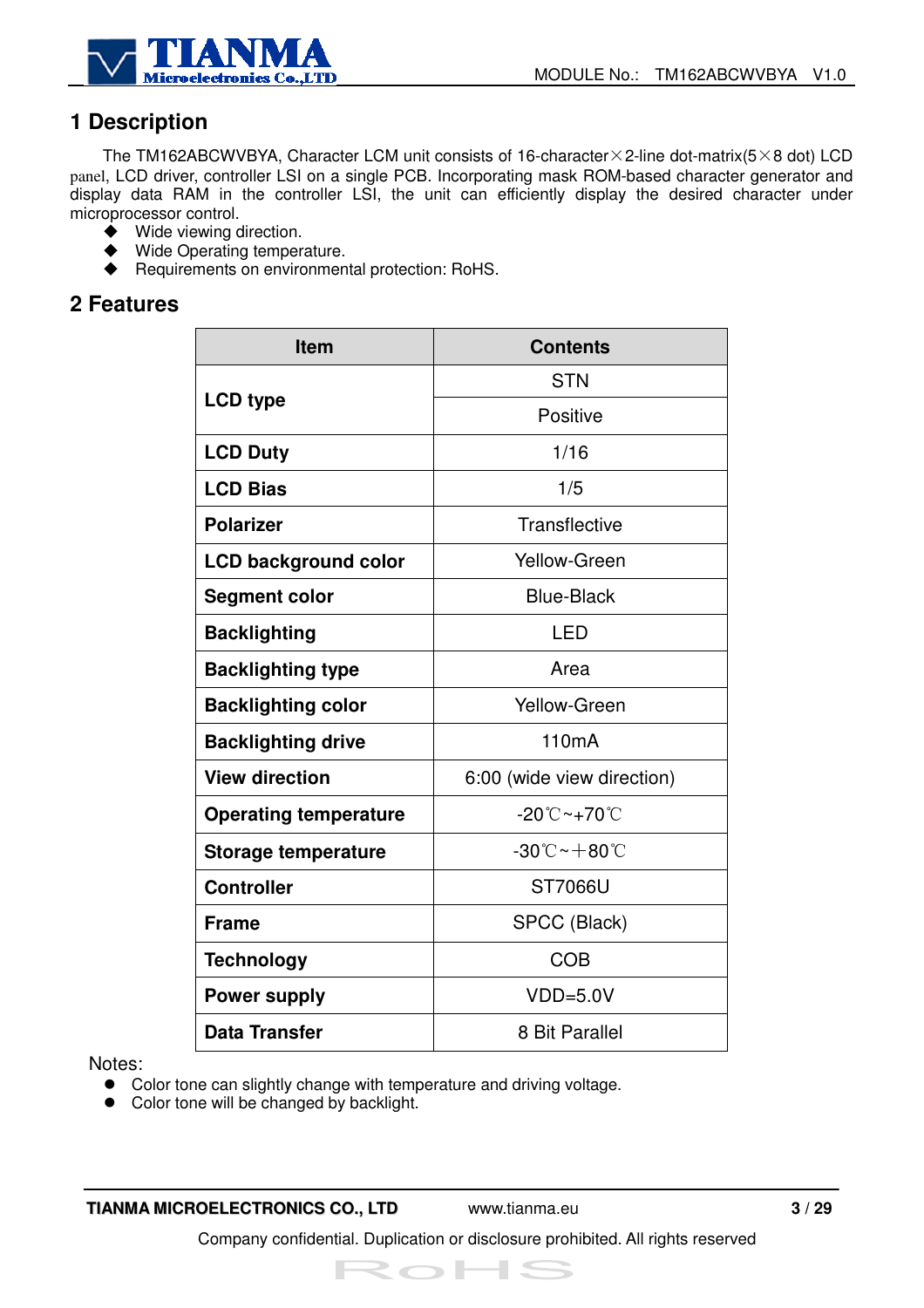# 1 Description

The TM162ABCWVBYA, Character LCM unit consists of 16-character×2-line dot-matrix(5×8 dot) LCD panel, LCD driver, controller LSI on a single PCB. Incorporating mask ROM-based character generator and display data RAM in the controller LSI, the unit can efficiently display the desired character under microprocessor control.

- Wide viewing direction.
- Wide Operating temperature.
- Requirements on environmental protection: RoHS.

# 2 Features

| Item | Contents |
|---|---|
| **LCD type** | STN |
| | Positive |
| **LCD Duty** | 1/16 |
| **LCD Bias** | 1/5 |
| **Polarizer** | Transflective |
| **LCD background color** | Yellow-Green |
| **Segment color** | Blue-Black |
| **Backlighting** | LED |
| **Backlighting type** | Area |
| **Backlighting color** | Yellow-Green |
| **Backlighting drive** | 110mA |
| **View direction** | 6:00 (wide view direction) |
| **Operating temperature** | -20℃~+70℃ |
| **Storage temperature** | -30℃~＋80℃ |
| **Controller** | ST7066U |
| **Frame** | SPCC (Black) |
| **Technology** | COB |
| **Power supply** | VDD=5.0V |
| **Data Transfer** | 8 Bit Parallel |

Notes:

- Color tone can slightly change with temperature and driving voltage.
- Color tone will be changed by backlight.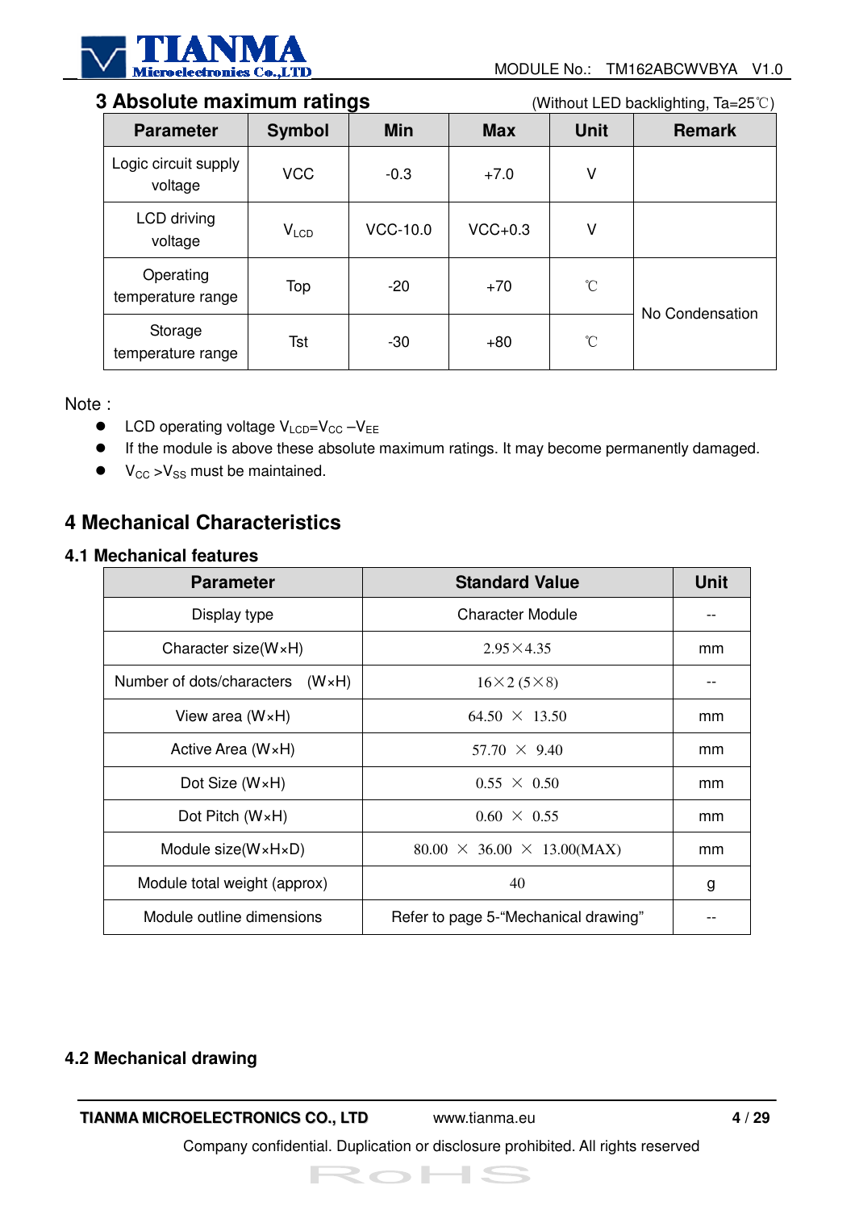## 3 Absolute maximum ratings

(Without LED backlighting, Ta=25℃)

| Parameter | Symbol | Min | Max | Unit | Remark |
|---|---|---|---|---|---|
| Logic circuit supply voltage | VCC | -0.3 | +7.0 | V | |
| LCD driving voltage | $V_{LCD}$ | VCC-10.0 | VCC+0.3 | V | |
| Operating temperature range | Top | -20 | +70 | ℃ | No Condensation |
| Storage temperature range | Tst | -30 | +80 | ℃ | No Condensation |

Note :

- LCD operating voltage $V_{LCD}=V_{CC}-V_{EE}$
- If the module is above these absolute maximum ratings. It may become permanently damaged.
- $V_{CC}>V_{SS}$ must be maintained.

## 4 Mechanical Characteristics

### 4.1 Mechanical features

| Parameter | Standard Value | Unit |
|---|---|---|
| Display type | Character Module | -- |
| Character size(W×H) | 2.95×4.35 | mm |
| Number of dots/characters (W×H) | 16×2 (5×8) | -- |
| View area (W×H) | 64.50 × 13.50 | mm |
| Active Area (W×H) | 57.70 × 9.40 | mm |
| Dot Size (W×H) | 0.55 × 0.50 | mm |
| Dot Pitch (W×H) | 0.60 × 0.55 | mm |
| Module size(W×H×D) | 80.00 × 36.00 × 13.00(MAX) | mm |
| Module total weight (approx) | 40 | g |
| Module outline dimensions | Refer to page 5-“Mechanical drawing” | -- |

### 4.2 Mechanical drawing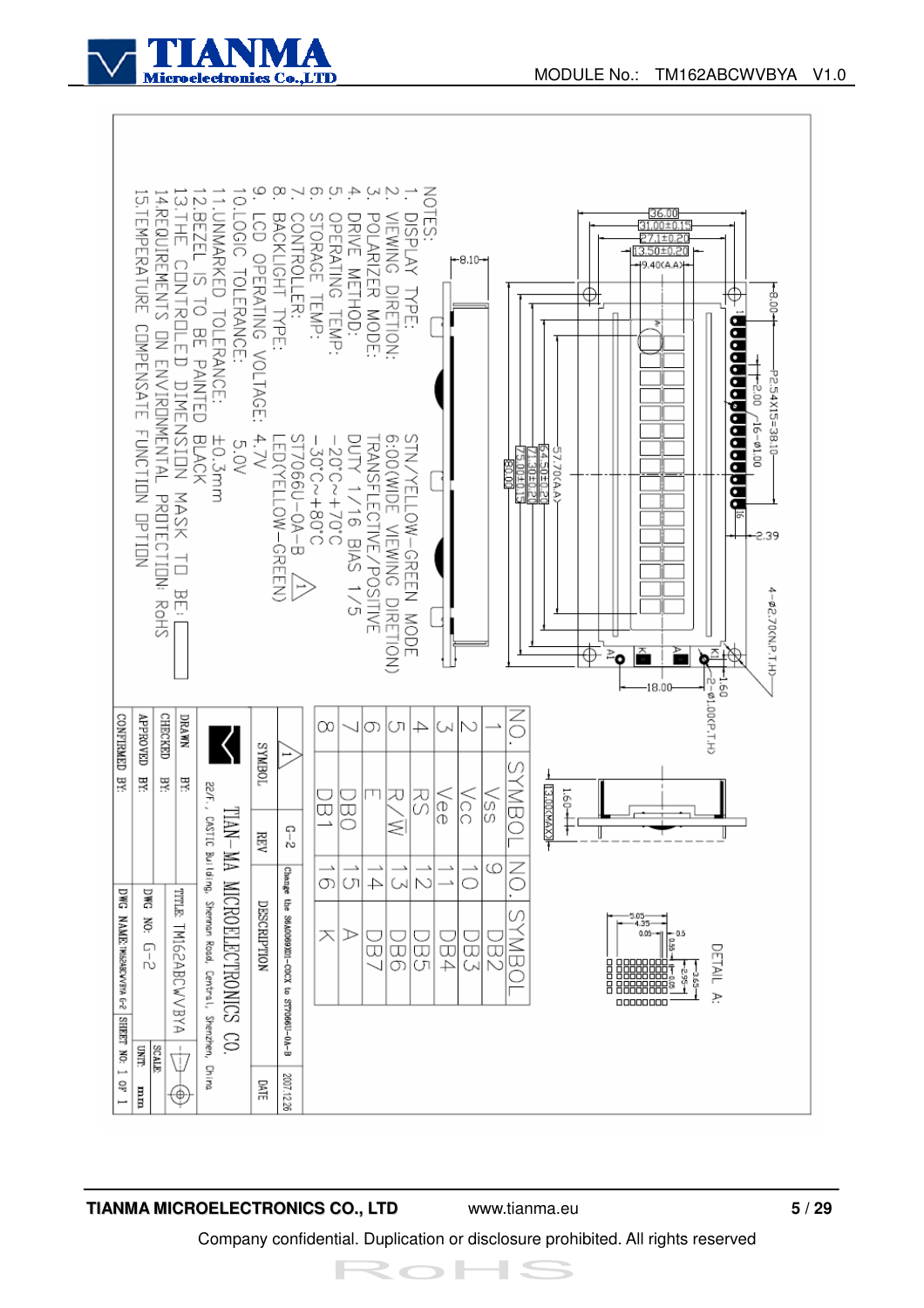NOTES:

1. DISPLAY TYPE: STN/YELLOW-GREEN MODE
2. VIEWING DIRETION: 6:00(WIDE VIEWING DIRETION)
3. POLARIZER MODE: TRANSFLECTIVE/POSITIVE
4. DRIVE METHOD: DUTY 1/16 BIAS 1/5
5. OPERATING TEMP: -20°C~+70°C
6. STORAGE TEMP: -30°C~+80°C
7. CONTROLLER: ST7066U-0A-B
8. BACKLIGHT TYPE: LED(YELLOW-GREEN)
9. LCD OPERATING VOLTAGE: 4.7V
10. LOGIC TOLERANCE: 5.0V
11. UNMARKED TOLERANCE: ±0.3mm
12. BEZEL IS TO BE PAINTED BLACK
13. THE CONTROLED DIMENSION MASK TO BE:
14. REQUIREMENTS ON ENVIRONMENTAL PROTECTION: RoHS
15. TEMPERATURE COMPENSATE FUNCTION OPTION

| NO. | SYMBOL | NO. | SYMBOL |
|---|---|---|---|
| 1 | Vss | 9 | DB2 |
| 2 | Vcc | 10 | DB3 |
| 3 | Vee | 11 | DB4 |
| 4 | RS | 12 | DB5 |
| 5 | R/W | 13 | DB6 |
| 6 | E | 14 | DB7 |
| 7 | DB0 | 15 | A |
| 8 | DB1 | 16 | K |

| SYMBOL | REV | DESCRIPTION | DATE |
|---|---|---|---|
| 1 | G-2 | Change the 98A0069301-C0CK to ST7066U-0A-B | 2007.12.6 |

TIAN-MA MICROELECTRONICS CO.

22/F., CASTIC Building, Shennan Road, Central, Shenzhen, China

| | |
|---|---|
| DRAWN BY: | TITLE: TM162ABCWVBYA |
| CHECKED BY: | SCALE |
| APPROVED BY: | DWG NO: G-2 / UNIT: mm |
| CONFIRMED BY: | DWG NAME: TM162ABCWVBYA G-2 / SHEET NO: 1 OF 1 |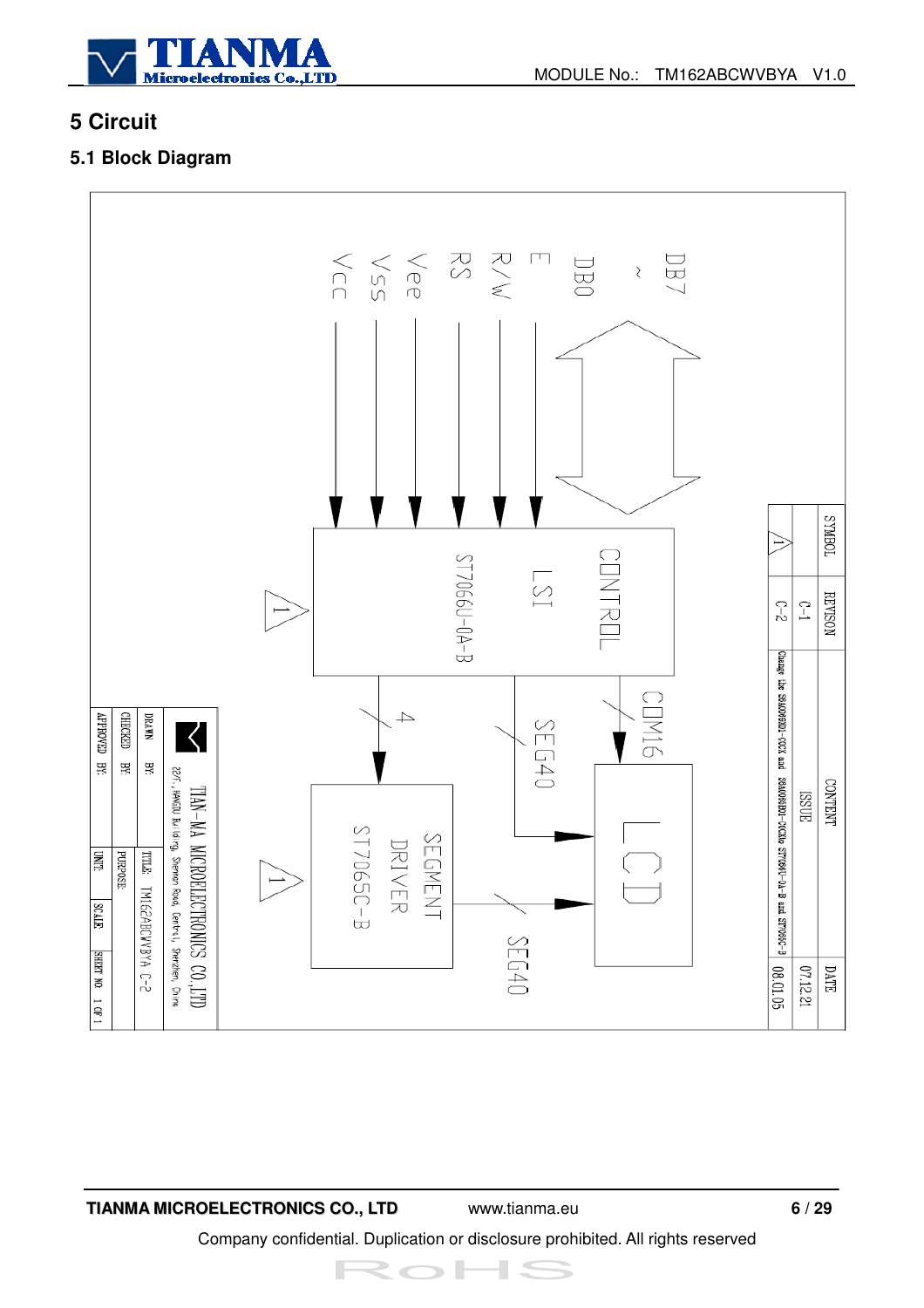# 5 Circuit

## 5.1 Block Diagram

DB7 ~ DB0

E

R/W

RS

Vee

Vss

Vcc

CONTROL LSI ST7066U-0A-B

COM16

SEG40

4

SEGMENT DRIVER ST7065C-B

SEG40

LCD

| SYMBOL | REVISON | CONTENT | DATE |
|---|---|---|---|
| | C-1 | ISSUE | 07.12.21 |
| 1 | C-2 | Change the S6A0069X01-C0CX and S6A0065X01-C0CX to ST7066U-0A-B and ST7065C-B | 08.01.05 |

TIAN-MA MICROELECTRONICS CO.,LTD

22/F., HANGDU Building, Shennan Road, Central, Shenzhen, China

| DRAWN BY: | TITLE: TM162ABCWVBYA C-2 |
|---|---|
| CHECKED BY: | PURPOSE: |
| APPROVED BY: | UNIT: | SCALE | SHEET NO. 1 OF 1 |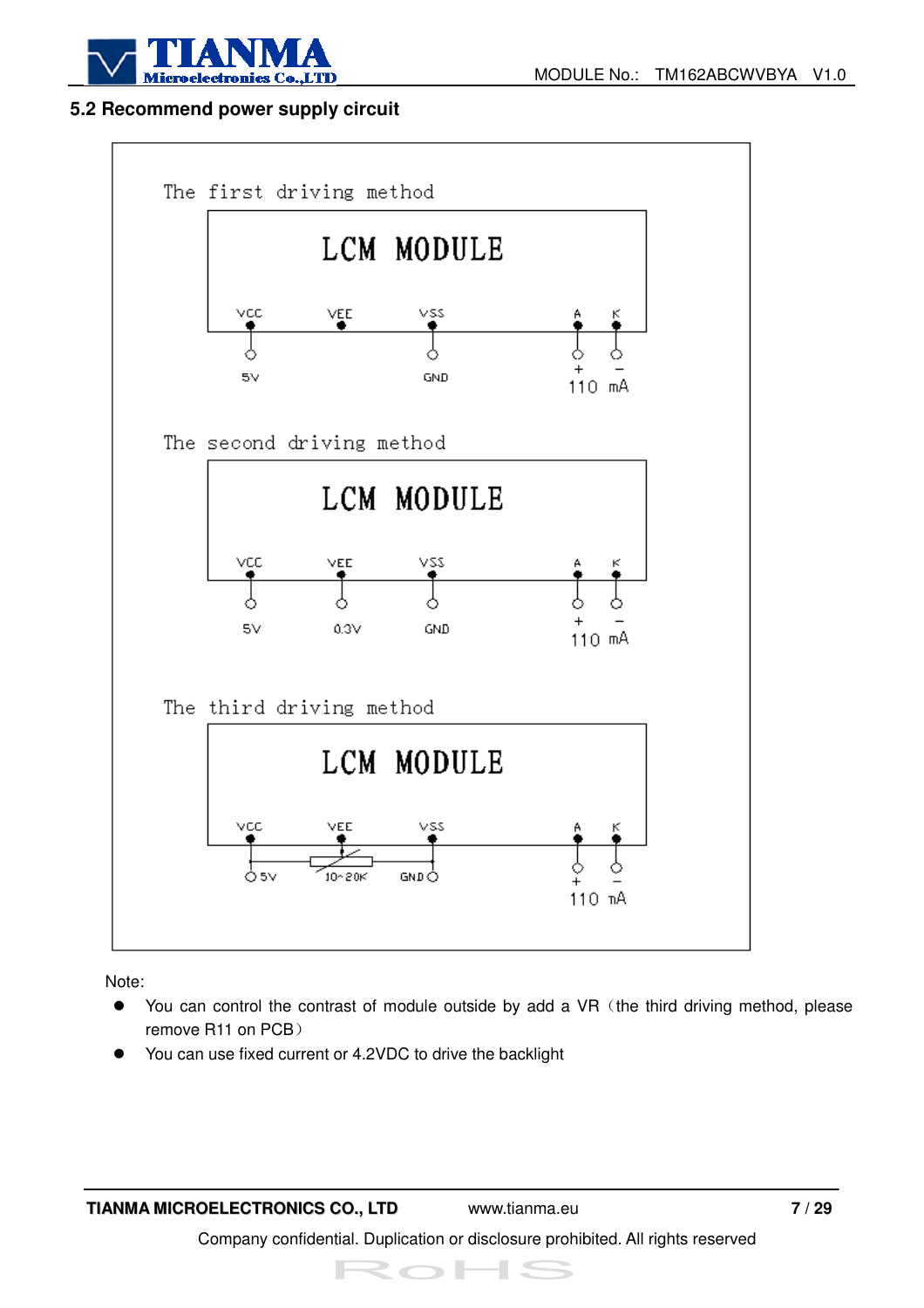## 5.2 Recommend power supply circuit

The first driving method

LCM MODULE

VCC VEE VSS A K

5V GND + − 110 mA

The second driving method

LCM MODULE

VCC VEE VSS A K

5V 0.3V GND + − 110 mA

The third driving method

LCM MODULE

VCC VEE VSS A K

5V 10~20K GND + − 110 mA

Note:

- You can control the contrast of module outside by add a VR（the third driving method, please remove R11 on PCB）
- You can use fixed current or 4.2VDC to drive the backlight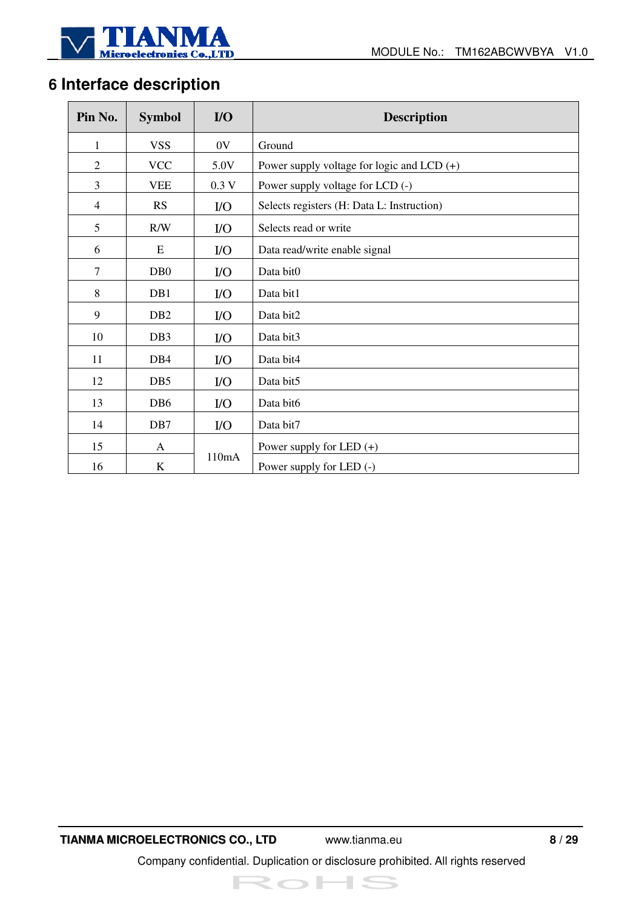# 6 Interface description

| Pin No. | Symbol | I/O | Description |
|---|---|---|---|
| 1 | VSS | 0V | Ground |
| 2 | VCC | 5.0V | Power supply voltage for logic and LCD (+) |
| 3 | VEE | 0.3 V | Power supply voltage for LCD (-) |
| 4 | RS | I/O | Selects registers (H: Data L: Instruction) |
| 5 | R/W | I/O | Selects read or write |
| 6 | E | I/O | Data read/write enable signal |
| 7 | DB0 | I/O | Data bit0 |
| 8 | DB1 | I/O | Data bit1 |
| 9 | DB2 | I/O | Data bit2 |
| 10 | DB3 | I/O | Data bit3 |
| 11 | DB4 | I/O | Data bit4 |
| 12 | DB5 | I/O | Data bit5 |
| 13 | DB6 | I/O | Data bit6 |
| 14 | DB7 | I/O | Data bit7 |
| 15 | A | 110mA | Power supply for LED (+) |
| 16 | K | | Power supply for LED (-) |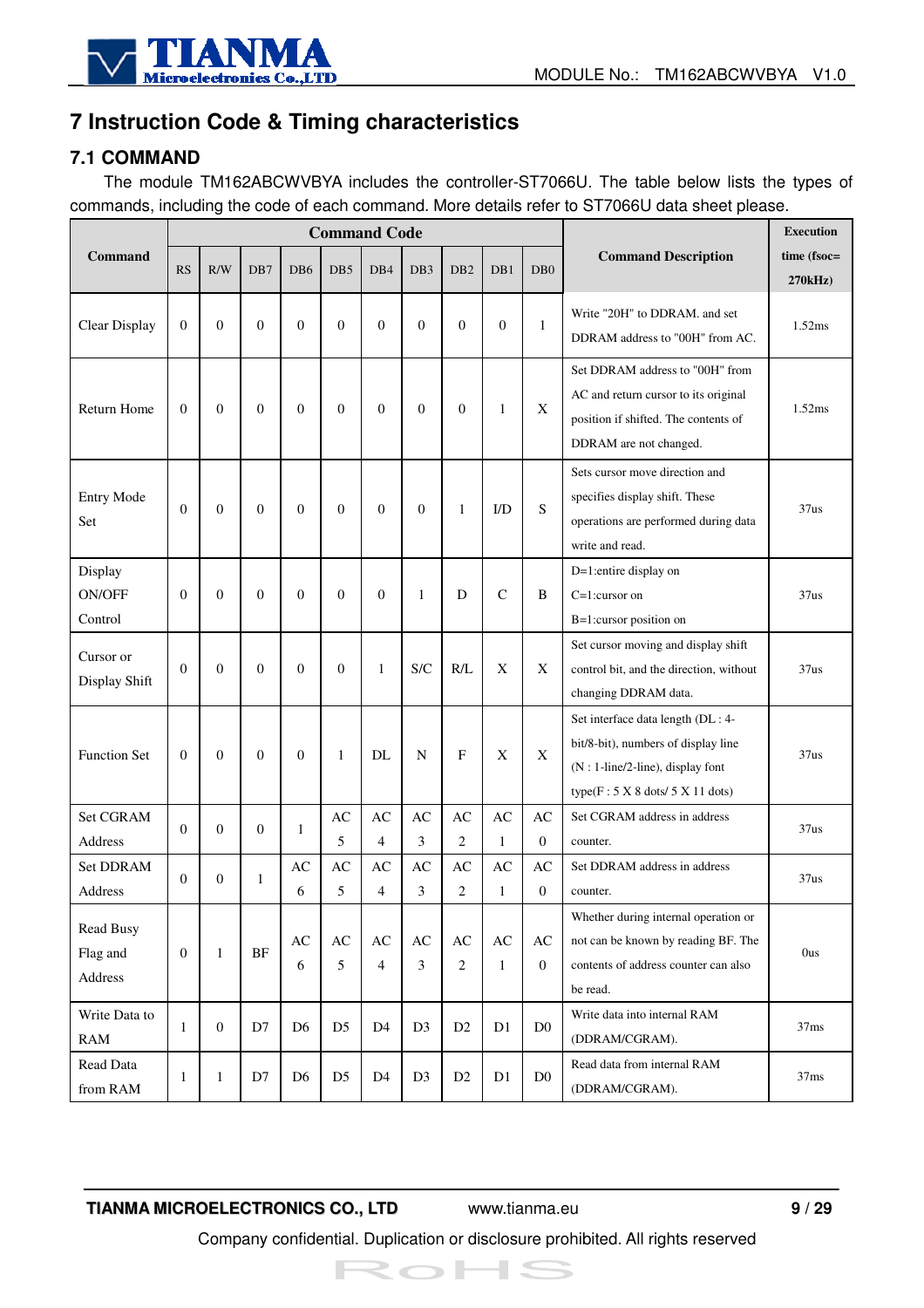# 7 Instruction Code & Timing characteristics

## 7.1 COMMAND

The module TM162ABCWVBYA includes the controller-ST7066U. The table below lists the types of commands, including the code of each command. More details refer to ST7066U data sheet please.

| Command | Command Code | | | | | | | | | | Command Description | Execution time (fsoc= 270kHz) |
|---|---|---|---|---|---|---|---|---|---|---|---|---|
| | RS | R/W | DB7 | DB6 | DB5 | DB4 | DB3 | DB2 | DB1 | DB0 | | |
| Clear Display | 0 | 0 | 0 | 0 | 0 | 0 | 0 | 0 | 0 | 1 | Write "20H" to DDRAM. and set DDRAM address to "00H" from AC. | 1.52ms |
| Return Home | 0 | 0 | 0 | 0 | 0 | 0 | 0 | 0 | 1 | X | Set DDRAM address to "00H" from AC and return cursor to its original position if shifted. The contents of DDRAM are not changed. | 1.52ms |
| Entry Mode Set | 0 | 0 | 0 | 0 | 0 | 0 | 0 | 1 | I/D | S | Sets cursor move direction and specifies display shift. These operations are performed during data write and read. | 37us |
| Display ON/OFF Control | 0 | 0 | 0 | 0 | 0 | 0 | 1 | D | C | B | D=1:entire display on<br>C=1:cursor on<br>B=1:cursor position on | 37us |
| Cursor or Display Shift | 0 | 0 | 0 | 0 | 0 | 1 | S/C | R/L | X | X | Set cursor moving and display shift control bit, and the direction, without changing DDRAM data. | 37us |
| Function Set | 0 | 0 | 0 | 0 | 1 | DL | N | F | X | X | Set interface data length (DL : 4-bit/8-bit), numbers of display line (N : 1-line/2-line), display font type(F : 5 X 8 dots/ 5 X 11 dots) | 37us |
| Set CGRAM Address | 0 | 0 | 0 | 1 | AC5 | AC4 | AC3 | AC2 | AC1 | AC0 | Set CGRAM address in address counter. | 37us |
| Set DDRAM Address | 0 | 0 | 1 | AC6 | AC5 | AC4 | AC3 | AC2 | AC1 | AC0 | Set DDRAM address in address counter. | 37us |
| Read Busy Flag and Address | 0 | 1 | BF | AC6 | AC5 | AC4 | AC3 | AC2 | AC1 | AC0 | Whether during internal operation or not can be known by reading BF. The contents of address counter can also be read. | 0us |
| Write Data to RAM | 1 | 0 | D7 | D6 | D5 | D4 | D3 | D2 | D1 | D0 | Write data into internal RAM (DDRAM/CGRAM). | 37ms |
| Read Data from RAM | 1 | 1 | D7 | D6 | D5 | D4 | D3 | D2 | D1 | D0 | Read data from internal RAM (DDRAM/CGRAM). | 37ms |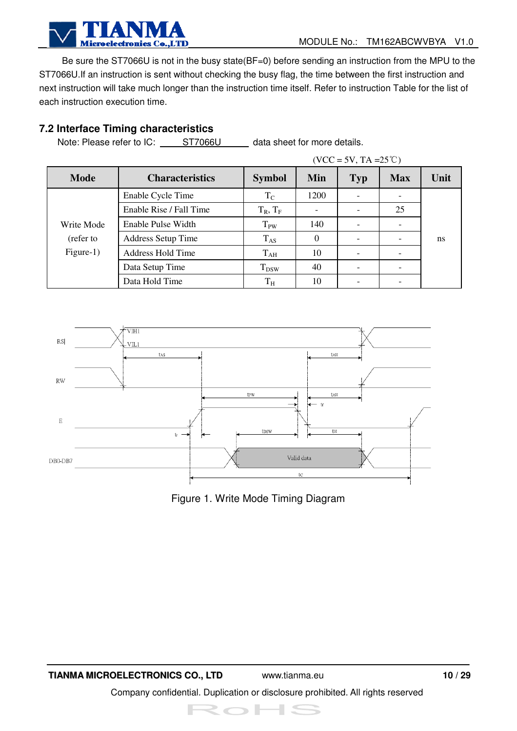Be sure the ST7066U is not in the busy state(BF=0) before sending an instruction from the MPU to the ST7066U.If an instruction is sent without checking the busy flag, the time between the first instruction and next instruction will take much longer than the instruction time itself. Refer to instruction Table for the list of each instruction execution time.

## 7.2 Interface Timing characteristics

Note: Please refer to IC: ST7066U data sheet for more details.

(VCC = 5V, TA =25℃)

| Mode | Characteristics | Symbol | Min | Typ | Max | Unit |
|---|---|---|---|---|---|---|
| Write Mode (refer to Figure-1) | Enable Cycle Time | $T_C$ | 1200 | - | - | ns |
| | Enable Rise / Fall Time | $T_R$, $T_F$ | - | - | 25 | |
| | Enable Pulse Width | $T_{PW}$ | 140 | - | - | |
| | Address Setup Time | $T_{AS}$ | 0 | - | - | |
| | Address Hold Time | $T_{AH}$ | 10 | - | - | |
| | Data Setup Time | $T_{DSW}$ | 40 | - | - | |
| | Data Hold Time | $T_H$ | 10 | - | - | |

Figure 1. Write Mode Timing Diagram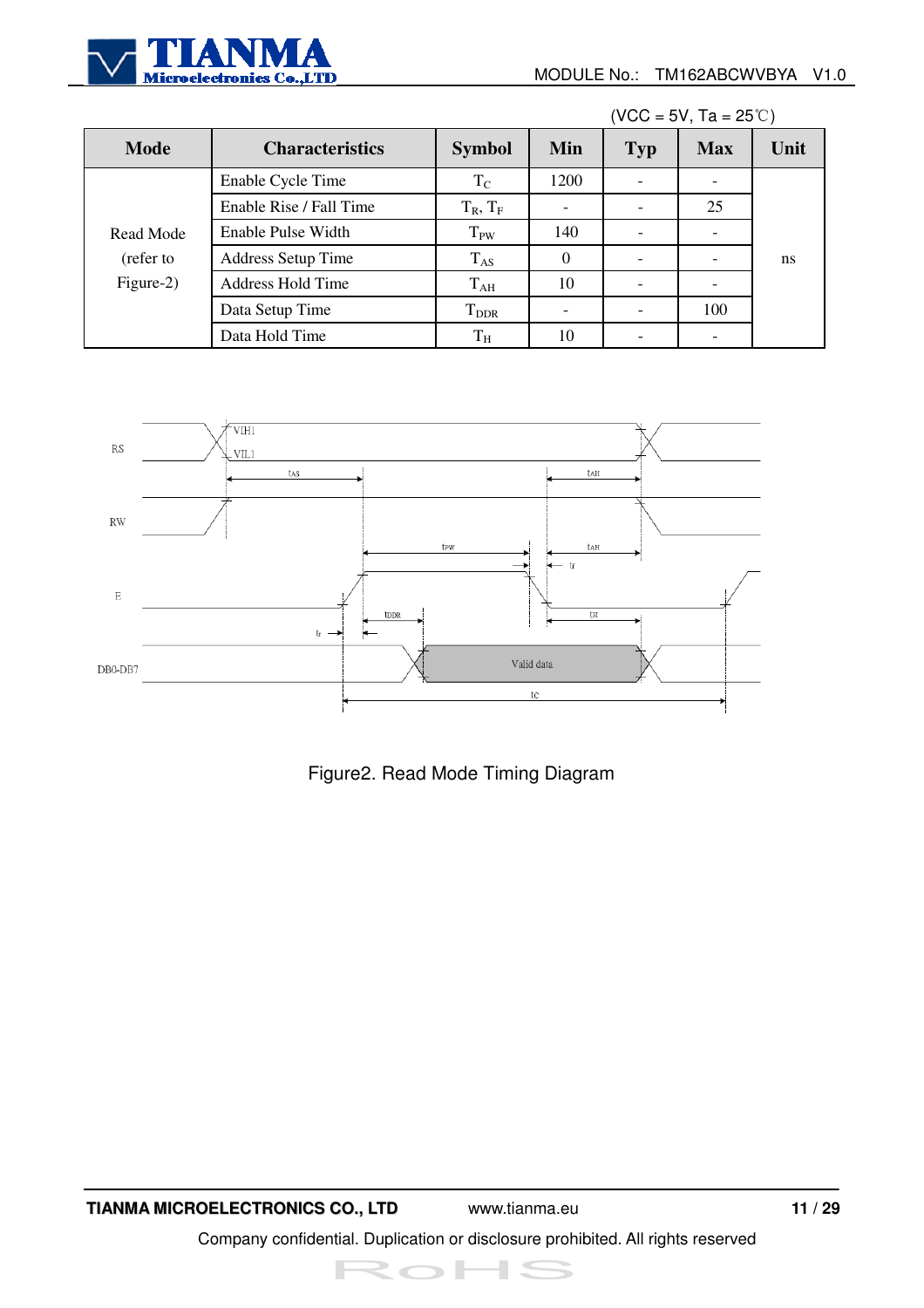(VCC = 5V, Ta = 25℃)

| Mode | Characteristics | Symbol | Min | Typ | Max | Unit |
|---|---|---|---|---|---|---|
| Read Mode (refer to Figure-2) | Enable Cycle Time | $T_C$ | 1200 | - | - | ns |
| | Enable Rise / Fall Time | $T_R$, $T_F$ | - | - | 25 | |
| | Enable Pulse Width | $T_{PW}$ | 140 | - | - | |
| | Address Setup Time | $T_{AS}$ | 0 | - | - | |
| | Address Hold Time | $T_{AH}$ | 10 | - | - | |
| | Data Setup Time | $T_{DDR}$ | - | - | 100 | |
| | Data Hold Time | $T_H$ | 10 | - | - | |

Figure2. Read Mode Timing Diagram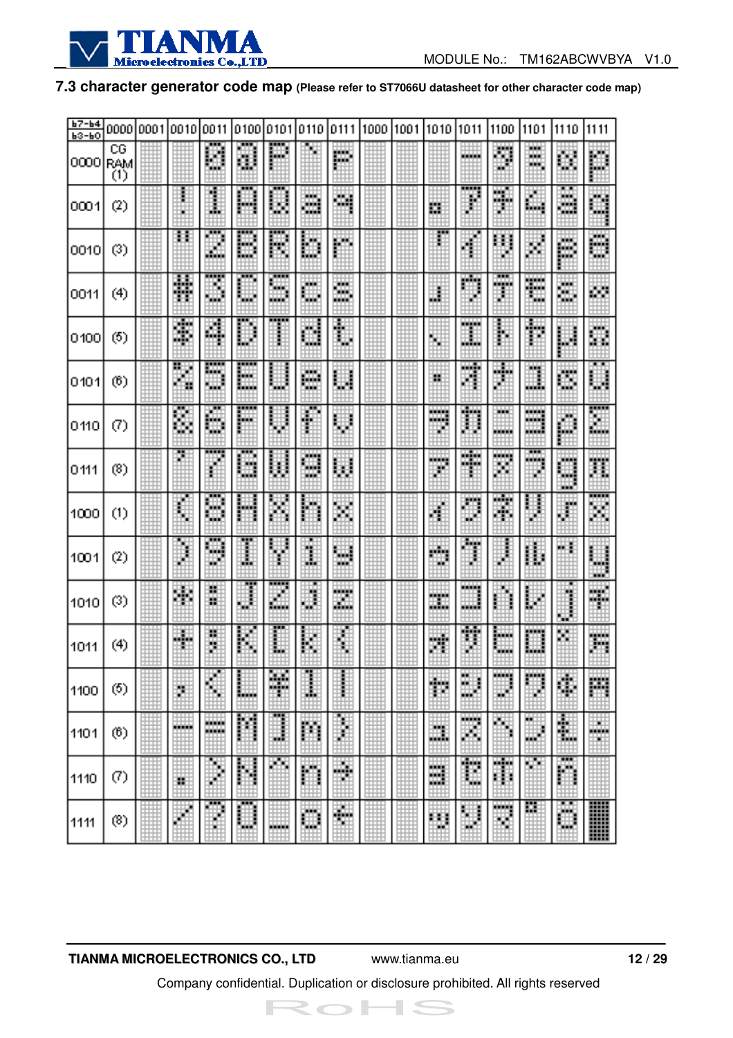### 7.3 character generator code map (Please refer to ST7066U datasheet for other character code map)

| b7-b4 / b3-b0 | 0000 | 0001 | 0010 | 0011 | 0100 | 0101 | 0110 | 0111 | 1000 | 1001 | 1010 | 1011 | 1100 | 1101 | 1110 | 1111 |
|---|---|---|---|---|---|---|---|---|---|---|---|---|---|---|---|---|
| 0000 | CG RAM (1) | | | 0 | @ | P | ` | p | | | | ー | タ | ミ | α | p |
| 0001 | (2) | | ! | 1 | A | Q | a | q | | | 。 | ア | チ | ム | ä | q |
| 0010 | (3) | | " | 2 | B | R | b | r | | | 「 | イ | ツ | メ | β | θ |
| 0011 | (4) | | # | 3 | C | S | c | s | | | 」 | ウ | テ | モ | ε | ∞ |
| 0100 | (5) | | $ | 4 | D | T | d | t | | | 、 | エ | ト | ヤ | μ | Ω |
| 0101 | (6) | | % | 5 | E | U | e | u | | | ・ | オ | ナ | ユ | σ | ü |
| 0110 | (7) | | & | 6 | F | V | f | v | | | ヲ | カ | ニ | ヨ | ρ | Σ |
| 0111 | (8) | | ' | 7 | G | W | g | w | | | ァ | キ | ヌ | ラ | g | π |
| 1000 | (1) | | ( | 8 | H | X | h | x | | | ィ | ク | ネ | リ | √ | x̄ |
| 1001 | (2) | | ) | 9 | I | Y | i | y | | | ゥ | ケ | ノ | ル | ⁻¹ | y |
| 1010 | (3) | | * | : | J | Z | j | z | | | ェ | コ | ハ | レ | j | 千 |
| 1011 | (4) | | + | ; | K | [ | k | { | | | ォ | サ | ヒ | ロ | ˣ | 万 |
| 1100 | (5) | | , | < | L | ¥ | l | \| | | | ャ | シ | フ | ワ | ¢ | 円 |
| 1101 | (6) | | - | = | M | ] | m | } | | | ュ | ス | ヘ | ン | £ | ÷ |
| 1110 | (7) | | . | > | N | ^ | n | → | | | ョ | セ | ホ | ゛ | ñ | |
| 1111 | (8) | | / | ? | O | _ | o | ← | | | ッ | ソ | マ | ゜ | ö | █ |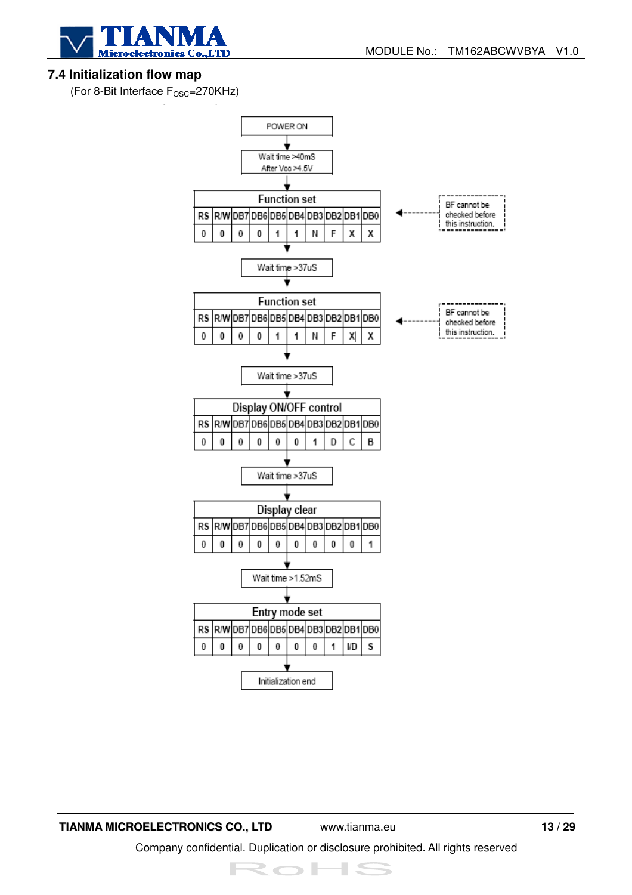### 7.4 Initialization flow map

(For 8-Bit Interface $F_{OSC}$=270KHz)

POWER ON

↓

Wait time >40mS
After Vcc >4.5V

↓

**Function set** (BF cannot be checked before this instruction.)

| RS | R/W | DB7 | DB6 | DB5 | DB4 | DB3 | DB2 | DB1 | DB0 |
|---|---|---|---|---|---|---|---|---|---|
| 0 | 0 | 0 | 0 | 1 | 1 | N | F | X | X |

↓

Wait time >37uS

↓

**Function set** (BF cannot be checked before this instruction.)

| RS | R/W | DB7 | DB6 | DB5 | DB4 | DB3 | DB2 | DB1 | DB0 |
|---|---|---|---|---|---|---|---|---|---|
| 0 | 0 | 0 | 0 | 1 | 1 | N | F | X | X |

↓

Wait time >37uS

↓

**Display ON/OFF control**

| RS | R/W | DB7 | DB6 | DB5 | DB4 | DB3 | DB2 | DB1 | DB0 |
|---|---|---|---|---|---|---|---|---|---|
| 0 | 0 | 0 | 0 | 0 | 0 | 1 | D | C | B |

↓

Wait time >37uS

↓

**Display clear**

| RS | R/W | DB7 | DB6 | DB5 | DB4 | DB3 | DB2 | DB1 | DB0 |
|---|---|---|---|---|---|---|---|---|---|
| 0 | 0 | 0 | 0 | 0 | 0 | 0 | 0 | 0 | 1 |

↓

Wait time >1.52mS

↓

**Entry mode set**

| RS | R/W | DB7 | DB6 | DB5 | DB4 | DB3 | DB2 | DB1 | DB0 |
|---|---|---|---|---|---|---|---|---|---|
| 0 | 0 | 0 | 0 | 0 | 0 | 0 | 1 | I/D | S |

↓

Initialization end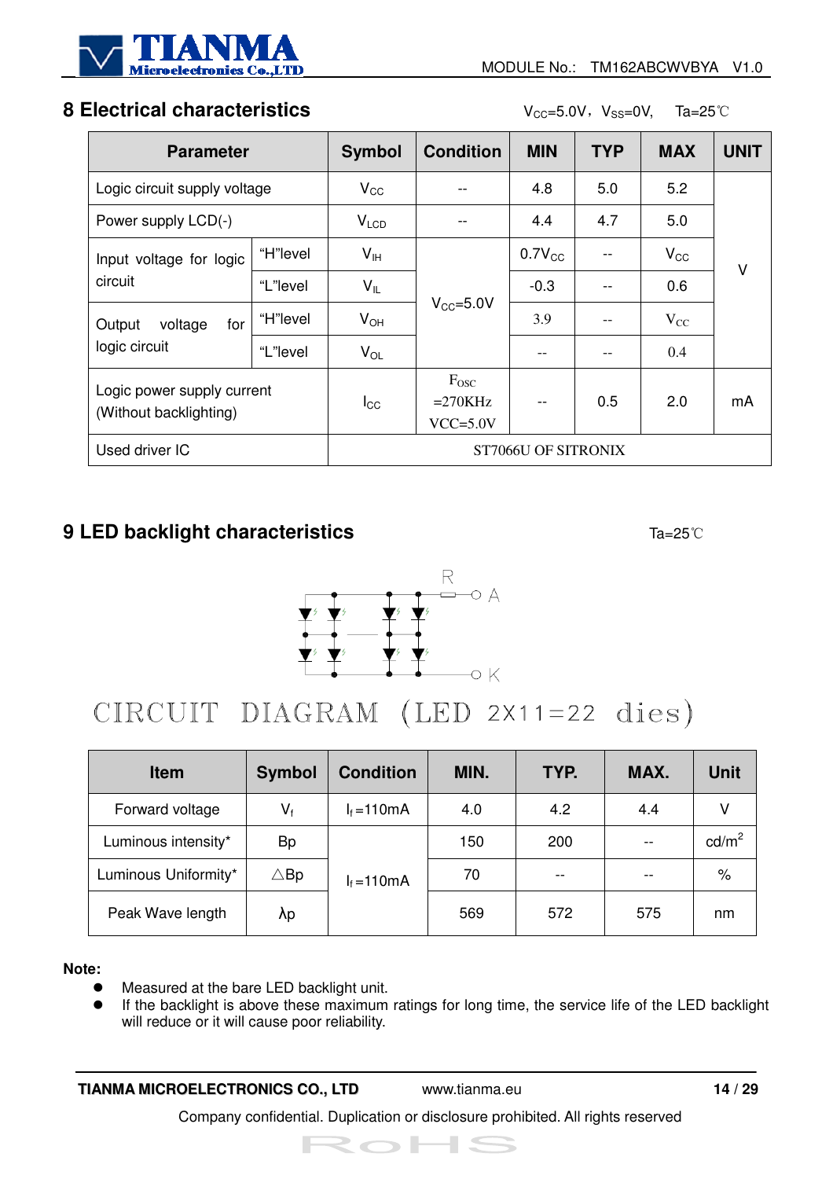## 8 Electrical characteristics

$V_{CC}$=5.0V，$V_{SS}$=0V,　Ta=25℃

| Parameter | | Symbol | Condition | MIN | TYP | MAX | UNIT |
|---|---|---|---|---|---|---|---|
| Logic circuit supply voltage | | $V_{CC}$ | -- | 4.8 | 5.0 | 5.2 | V |
| Power supply LCD(-) | | $V_{LCD}$ | -- | 4.4 | 4.7 | 5.0 | |
| Input voltage for logic circuit | "H"level | $V_{IH}$ | $V_{CC}$=5.0V | $0.7V_{CC}$ | -- | $V_{CC}$ | |
| | "L"level | $V_{IL}$ | | -0.3 | -- | 0.6 | |
| Output voltage for logic circuit | "H"level | $V_{OH}$ | | 3.9 | -- | $V_{CC}$ | |
| | "L"level | $V_{OL}$ | | -- | -- | 0.4 | |
| Logic power supply current (Without backlighting) | | $I_{CC}$ | $F_{OSC}$ =270KHz VCC=5.0V | -- | 0.5 | 2.0 | mA |
| Used driver IC | | ST7066U OF SITRONIX | | | | | |

## 9 LED backlight characteristics

Ta=25℃

R　A

K

CIRCUIT DIAGRAM (LED 2X11=22 dies)

| Item | Symbol | Condition | MIN. | TYP. | MAX. | Unit |
|---|---|---|---|---|---|---|
| Forward voltage | $V_f$ | $I_f$=110mA | 4.0 | 4.2 | 4.4 | V |
| Luminous intensity* | Bp | $I_f$=110mA | 150 | 200 | -- | $cd/m^2$ |
| Luminous Uniformity* | △Bp | | 70 | -- | -- | % |
| Peak Wave length | λp | | 569 | 572 | 575 | nm |

**Note:**

- Measured at the bare LED backlight unit.
- If the backlight is above these maximum ratings for long time, the service life of the LED backlight will reduce or it will cause poor reliability.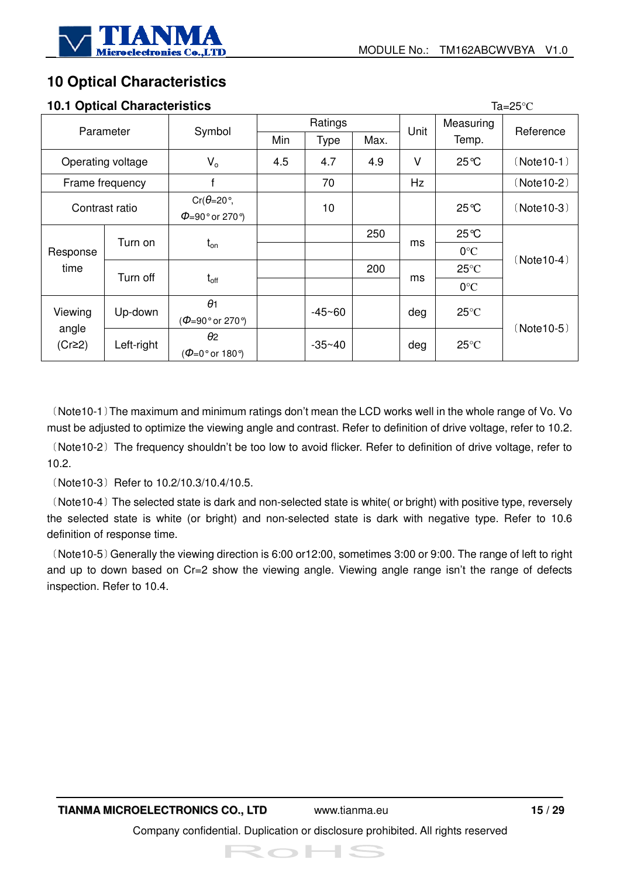# 10 Optical Characteristics

## 10.1 Optical Characteristics

Ta=25℃

| Parameter | | Symbol | Ratings | | | Unit | Measuring Temp. | Reference |
|---|---|---|---|---|---|---|---|---|
| | | | Min | Type | Max. | | | |
| Operating voltage | | $V_o$ | 4.5 | 4.7 | 4.9 | V | 25℃ | 〔Note10-1〕 |
| Frame frequency | | f | | 70 | | Hz | | 〔Note10-2〕 |
| Contrast ratio | | Cr($\theta$=20°, $\Phi$=90° or 270°) | | 10 | | | 25℃ | 〔Note10-3〕 |
| Response time | Turn on | $t_{on}$ | | | 250 | ms | 25℃ | 〔Note10-4〕 |
| | | | | | | | 0℃ | |
| | Turn off | $t_{off}$ | | | 200 | ms | 25℃ | |
| | | | | | | | 0℃ | |
| Viewing angle (Cr≥2) | Up-down | $\theta$1 ($\Phi$=90° or 270°) | | -45~60 | | deg | 25℃ | 〔Note10-5〕 |
| | Left-right | $\theta$2 ($\Phi$=0° or 180°) | | -35~40 | | deg | 25℃ | |

〔Note10-1〕The maximum and minimum ratings don't mean the LCD works well in the whole range of Vo. Vo must be adjusted to optimize the viewing angle and contrast. Refer to definition of drive voltage, refer to 10.2.

〔Note10-2〕 The frequency shouldn't be too low to avoid flicker. Refer to definition of drive voltage, refer to 10.2.

〔Note10-3〕 Refer to 10.2/10.3/10.4/10.5.

〔Note10-4〕The selected state is dark and non-selected state is white( or bright) with positive type, reversely the selected state is white (or bright) and non-selected state is dark with negative type. Refer to 10.6 definition of response time.

〔Note10-5〕Generally the viewing direction is 6:00 or12:00, sometimes 3:00 or 9:00. The range of left to right and up to down based on Cr=2 show the viewing angle. Viewing angle range isn't the range of defects inspection. Refer to 10.4.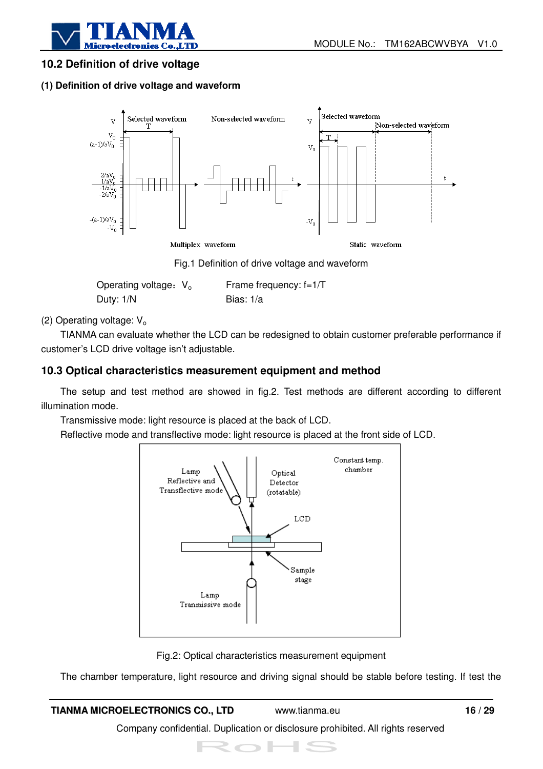## 10.2 Definition of drive voltage

### (1) Definition of drive voltage and waveform

Fig.1 Definition of drive voltage and waveform

Operating voltage：$V_o$　　　　Frame frequency: f=1/T

Duty: 1/N　　　　　　　　　　Bias: 1/a

(2) Operating voltage: $V_o$

TIANMA can evaluate whether the LCD can be redesigned to obtain customer preferable performance if customer's LCD drive voltage isn't adjustable.

## 10.3 Optical characteristics measurement equipment and method

The setup and test method are showed in fig.2. Test methods are different according to different illumination mode.

Transmissive mode: light resource is placed at the back of LCD.

Reflective mode and transflective mode: light resource is placed at the front side of LCD.

Fig.2: Optical characteristics measurement equipment

The chamber temperature, light resource and driving signal should be stable before testing. If test the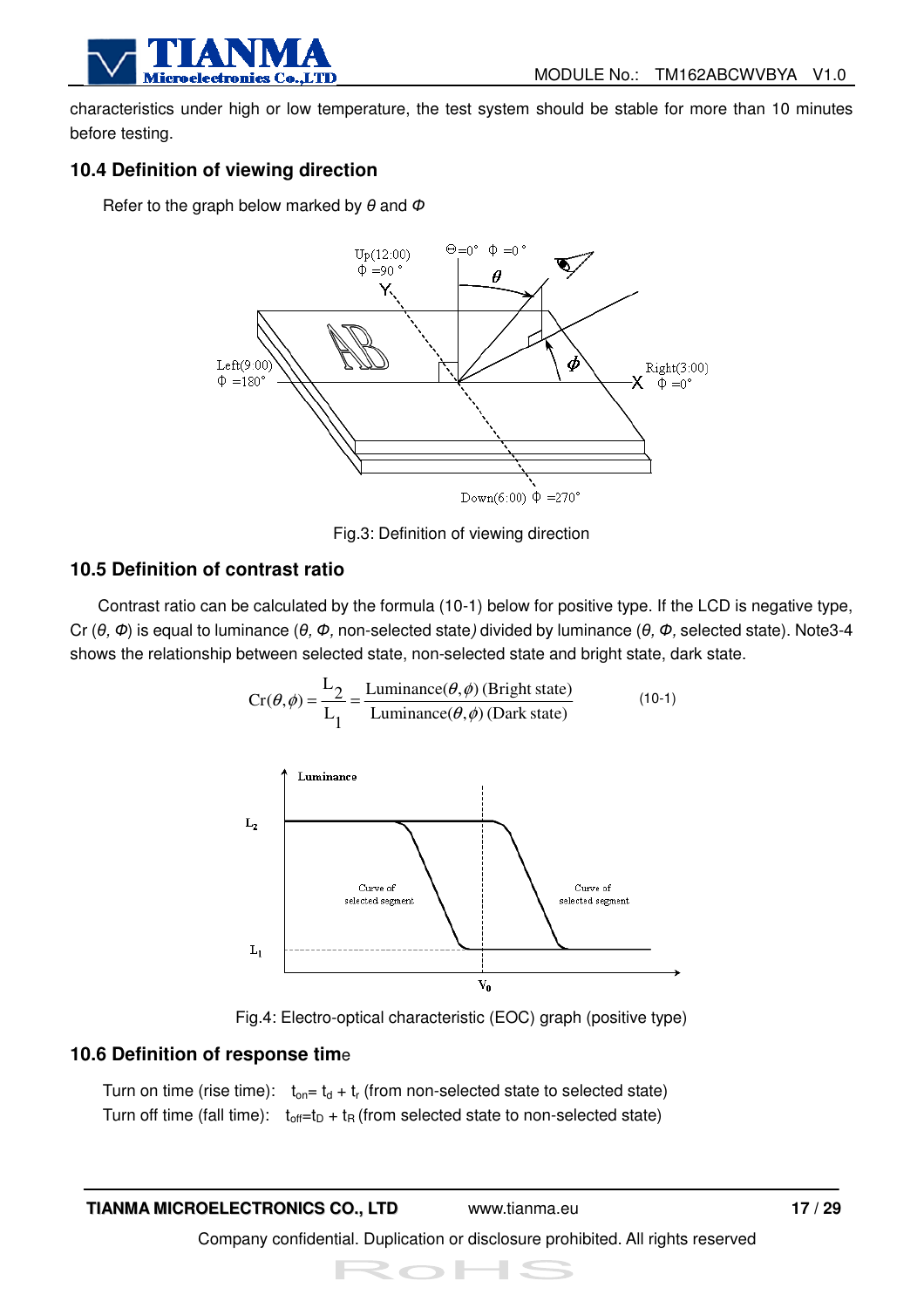characteristics under high or low temperature, the test system should be stable for more than 10 minutes before testing.

### 10.4 Definition of viewing direction

Refer to the graph below marked by $\theta$ and $\Phi$

Fig.3: Definition of viewing direction

### 10.5 Definition of contrast ratio

Contrast ratio can be calculated by the formula (10-1) below for positive type. If the LCD is negative type, Cr ($\theta$, $\Phi$) is equal to luminance ($\theta$, $\Phi$, non-selected state) divided by luminance ($\theta$, $\Phi$, selected state). Note3-4 shows the relationship between selected state, non-selected state and bright state, dark state.

$$Cr(\theta,\phi) = \frac{L_2}{L_1} = \frac{\text{Luminance}(\theta,\phi)\ \text{(Bright state)}}{\text{Luminance}(\theta,\phi)\ \text{(Dark state)}} \qquad (10\text{-}1)$$

Fig.4: Electro-optical characteristic (EOC) graph (positive type)

### 10.6 Definition of response time

Turn on time (rise time): $t_{on} = t_d + t_r$ (from non-selected state to selected state)

Turn off time (fall time): $t_{off} = t_D + t_R$ (from selected state to non-selected state)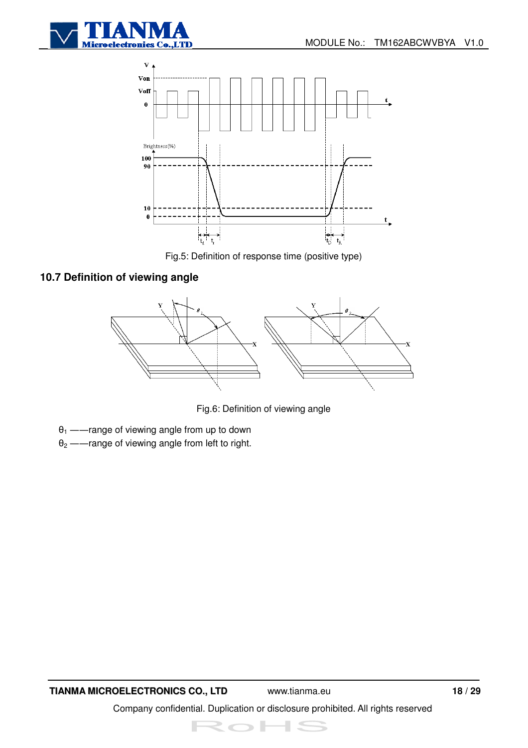Fig.5: Definition of response time (positive type)

### 10.7 Definition of viewing angle

Fig.6: Definition of viewing angle

$\theta_1$ ——range of viewing angle from up to down

$\theta_2$ ——range of viewing angle from left to right.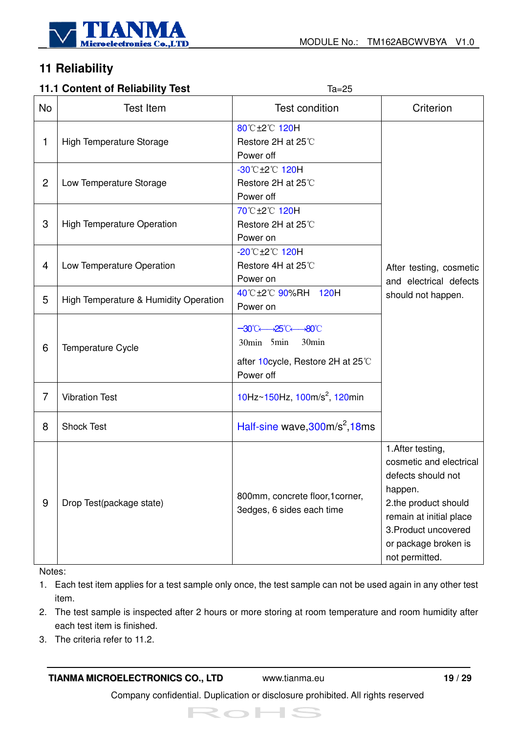## 11 Reliability

### 11.1 Content of Reliability Test

Ta=25

| No | Test Item | Test condition | Criterion |
|---|---|---|---|
| 1 | High Temperature Storage | 80℃±2℃ 120H<br>Restore 2H at 25℃<br>Power off | After testing, cosmetic and electrical defects should not happen. |
| 2 | Low Temperature Storage | -30℃±2℃ 120H<br>Restore 2H at 25℃<br>Power off | |
| 3 | High Temperature Operation | 70℃±2℃ 120H<br>Restore 2H at 25℃<br>Power on | |
| 4 | Low Temperature Operation | -20℃±2℃ 120H<br>Restore 4H at 25℃<br>Power on | |
| 5 | High Temperature & Humidity Operation | 40℃±2℃ 90%RH 120H<br>Power on | |
| 6 | Temperature Cycle | −30℃←→25℃←→80℃<br>30min 5min 30min<br>after 10cycle, Restore 2H at 25℃<br>Power off | |
| 7 | Vibration Test | 10Hz~150Hz, 100m/s$^2$, 120min | |
| 8 | Shock Test | Half-sine wave,300m/s$^2$,18ms | |
| 9 | Drop Test(package state) | 800mm, concrete floor,1corner, 3edges, 6 sides each time | 1.After testing, cosmetic and electrical defects should not happen.<br>2.the product should remain at initial place<br>3.Product uncovered or package broken is not permitted. |

Notes:

1. Each test item applies for a test sample only once, the test sample can not be used again in any other test item.
2. The test sample is inspected after 2 hours or more storing at room temperature and room humidity after each test item is finished.
3. The criteria refer to 11.2.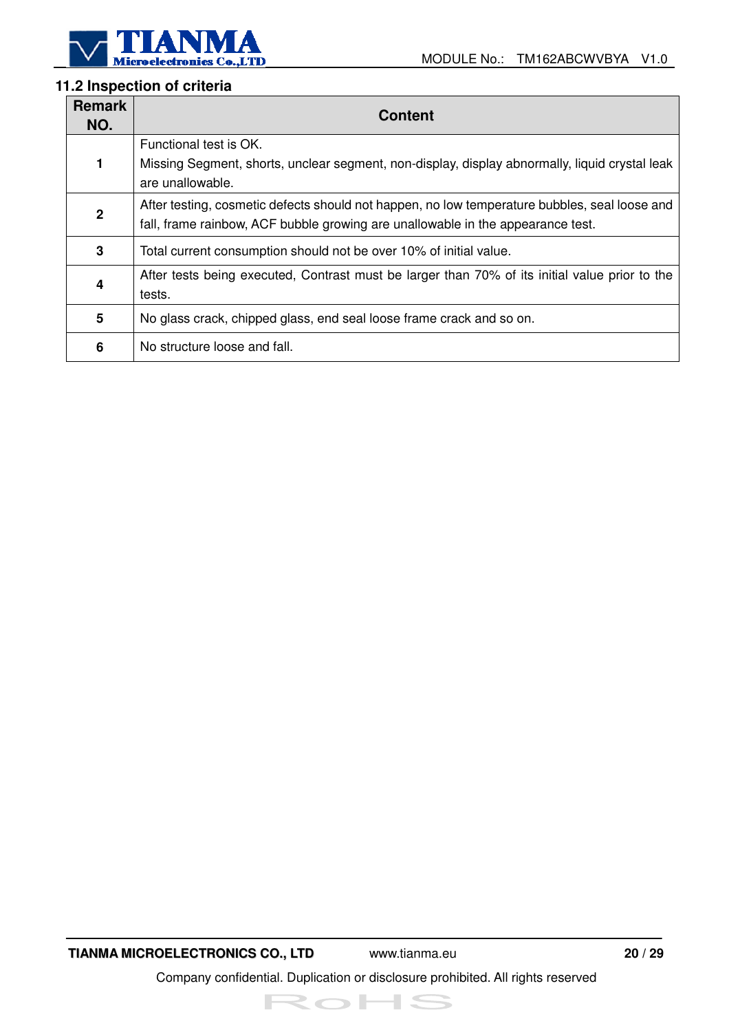## 11.2 Inspection of criteria

| Remark NO. | Content |
|---|---|
| 1 | Functional test is OK.<br>Missing Segment, shorts, unclear segment, non-display, display abnormally, liquid crystal leak are unallowable. |
| 2 | After testing, cosmetic defects should not happen, no low temperature bubbles, seal loose and fall, frame rainbow, ACF bubble growing are unallowable in the appearance test. |
| 3 | Total current consumption should not be over 10% of initial value. |
| 4 | After tests being executed, Contrast must be larger than 70% of its initial value prior to the tests. |
| 5 | No glass crack, chipped glass, end seal loose frame crack and so on. |
| 6 | No structure loose and fall. |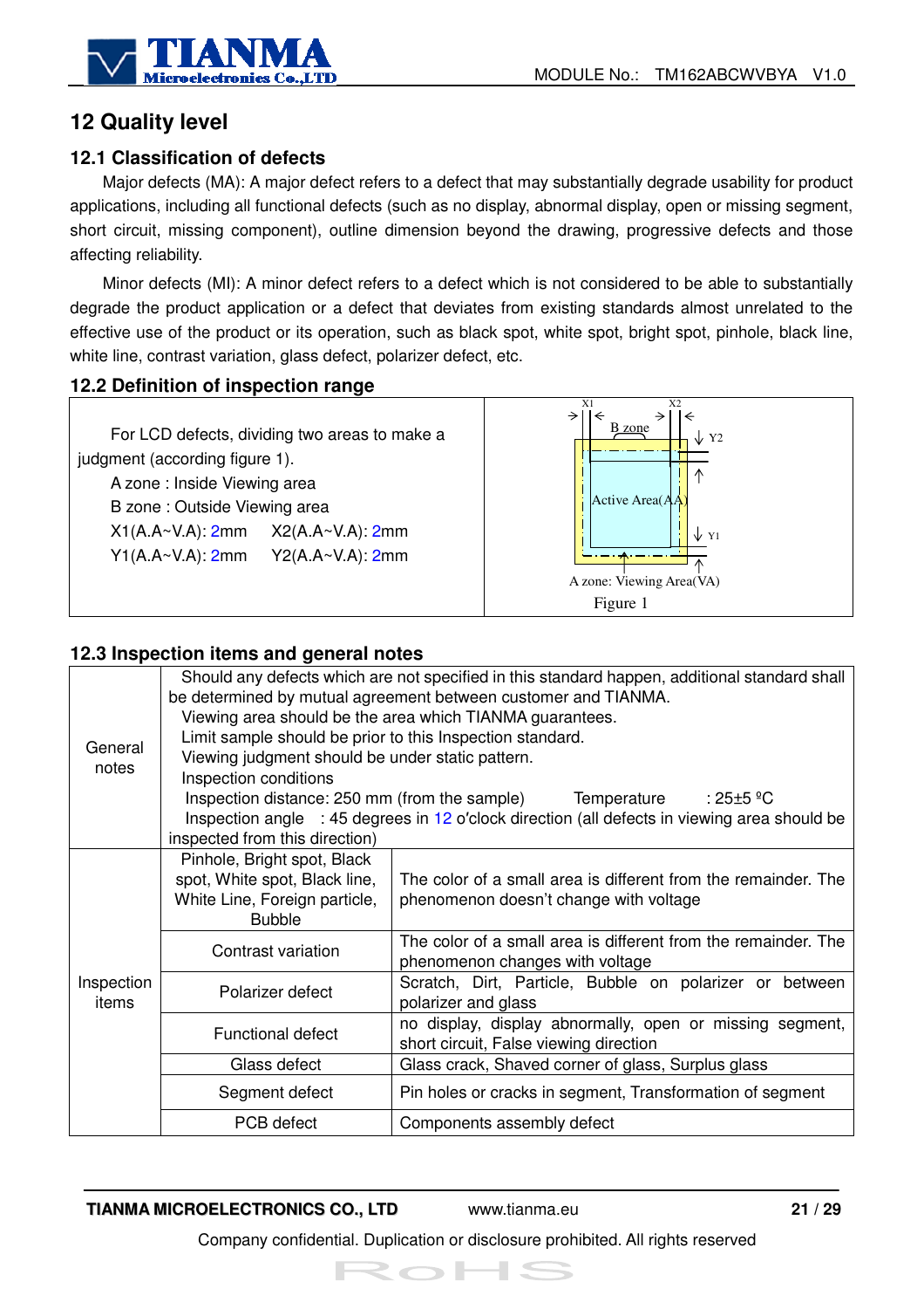## 12 Quality level

### 12.1 Classification of defects

Major defects (MA): A major defect refers to a defect that may substantially degrade usability for product applications, including all functional defects (such as no display, abnormal display, open or missing segment, short circuit, missing component), outline dimension beyond the drawing, progressive defects and those affecting reliability.

Minor defects (MI): A minor defect refers to a defect which is not considered to be able to substantially degrade the product application or a defect that deviates from existing standards almost unrelated to the effective use of the product or its operation, such as black spot, white spot, bright spot, pinhole, black line, white line, contrast variation, glass defect, polarizer defect, etc.

### 12.2 Definition of inspection range

For LCD defects, dividing two areas to make a judgment (according figure 1).

A zone : Inside Viewing area

B zone : Outside Viewing area

X1(A.A~V.A): 2mm    X2(A.A~V.A): 2mm

Y1(A.A~V.A): 2mm    Y2(A.A~V.A): 2mm

X1 X2 B zone Y2 Active Area(AA) Y1 A zone: Viewing Area(VA)

Figure 1

### 12.3 Inspection items and general notes

| | | |
|---|---|---|
| General notes | Should any defects which are not specified in this standard happen, additional standard shall be determined by mutual agreement between customer and TIANMA.<br>Viewing area should be the area which TIANMA guarantees.<br>Limit sample should be prior to this Inspection standard.<br>Viewing judgment should be under static pattern.<br>Inspection conditions<br>Inspection distance: 250 mm (from the sample)    Temperature    : 25±5 ºC<br>Inspection angle    : 45 degrees in 12 o'clock direction (all defects in viewing area should be inspected from this direction) | |
| Inspection items | Pinhole, Bright spot, Black spot, White spot, Black line, White Line, Foreign particle, Bubble | The color of a small area is different from the remainder. The phenomenon doesn't change with voltage |
| | Contrast variation | The color of a small area is different from the remainder. The phenomenon changes with voltage |
| | Polarizer defect | Scratch, Dirt, Particle, Bubble on polarizer or between polarizer and glass |
| | Functional defect | no display, display abnormally, open or missing segment, short circuit, False viewing direction |
| | Glass defect | Glass crack, Shaved corner of glass, Surplus glass |
| | Segment defect | Pin holes or cracks in segment, Transformation of segment |
| | PCB defect | Components assembly defect |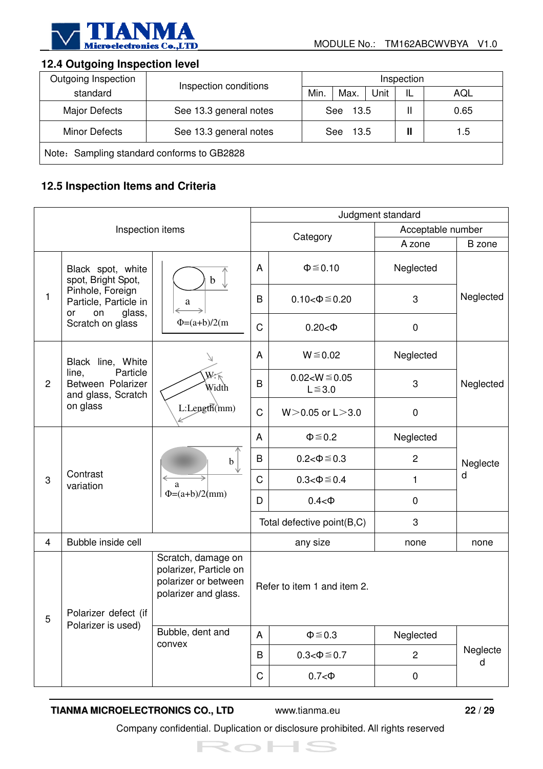## 12.4 Outgoing Inspection level

| Outgoing Inspection standard | Inspection conditions | Inspection | | | | |
|---|---|---|---|---|---|---|
| | | Min. | Max. | Unit | IL | AQL |
| Major Defects | See 13.3 general notes | See 13.5 | | | II | 0.65 |
| Minor Defects | See 13.3 general notes | See 13.5 | | | II | 1.5 |
| Note：Sampling standard conforms to GB2828 | | | | | | |

## 12.5 Inspection Items and Criteria

| | Inspection items | | Judgment standard | | | |
|---|---|---|---|---|---|---|
| | | | Category | | Acceptable number | |
| | | | | | A zone | B zone |
| 1 | Black spot, white spot, Bright Spot, Pinhole, Foreign Particle, Particle in or on glass, Scratch on glass | $\Phi=(a+b)/2$(mm) | A | $\Phi \leq 0.10$ | Neglected | Neglected |
| | | | B | $0.10<\Phi \leq 0.20$ | 3 | |
| | | | C | $0.20<\Phi$ | 0 | |
| 2 | Black line, White line, Particle Between Polarizer and glass, Scratch on glass | W: Width, L:Length(mm) | A | $W \leq 0.02$ | Neglected | Neglected |
| | | | B | $0.02<W \leq 0.05$, $L \leq 3.0$ | 3 | |
| | | | C | $W>0.05$ or $L>3.0$ | 0 | |
| 3 | Contrast variation | $\Phi=(a+b)/2$(mm) | A | $\Phi \leq 0.2$ | Neglected | Neglected |
| | | | B | $0.2<\Phi \leq 0.3$ | 2 | |
| | | | C | $0.3<\Phi \leq 0.4$ | 1 | |
| | | | D | $0.4<\Phi$ | 0 | |
| | | | Total defective point(B,C) | | 3 | |
| 4 | Bubble inside cell | | any size | | none | none |
| 5 | Polarizer defect (if Polarizer is used) | Scratch, damage on polarizer, Particle on polarizer or between polarizer and glass. | Refer to item 1 and item 2. | | | |
| | | Bubble, dent and convex | A | $\Phi \leq 0.3$ | Neglected | Neglected |
| | | | B | $0.3<\Phi \leq 0.7$ | 2 | |
| | | | C | $0.7<\Phi$ | 0 | |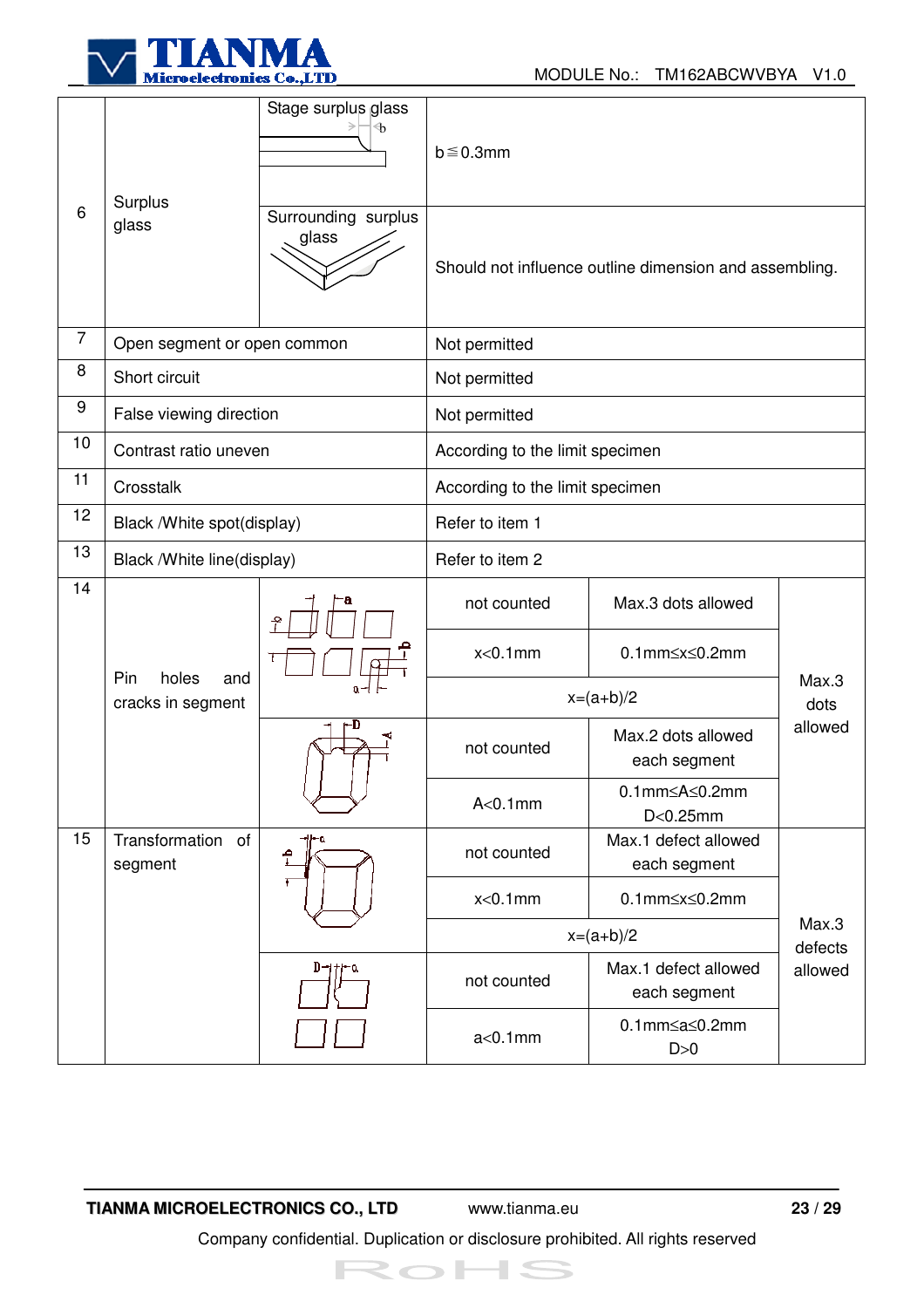| No. | Item | | Criterion | | |
|---|---|---|---|---|---|
| 6 | Surplus glass | Stage surplus glass | b≦0.3mm | | |
| | | Surrounding surplus glass | Should not influence outline dimension and assembling. | | |
| 7 | Open segment or open common | | Not permitted | | |
| 8 | Short circuit | | Not permitted | | |
| 9 | False viewing direction | | Not permitted | | |
| 10 | Contrast ratio uneven | | According to the limit specimen | | |
| 11 | Crosstalk | | According to the limit specimen | | |
| 12 | Black /White spot(display) | | Refer to item 1 | | |
| 13 | Black /White line(display) | | Refer to item 2 | | |
| 14 | Pin holes and cracks in segment | | not counted | Max.3 dots allowed | Max.3 dots allowed |
| | | | x<0.1mm | 0.1mm≤x≤0.2mm | |
| | | | x=(a+b)/2 | | |
| | | | not counted | Max.2 dots allowed each segment | |
| | | | A<0.1mm | 0.1mm≤A≤0.2mm D<0.25mm | |
| 15 | Transformation of segment | | not counted | Max.1 defect allowed each segment | Max.3 defects allowed |
| | | | x<0.1mm | 0.1mm≤x≤0.2mm | |
| | | | x=(a+b)/2 | | |
| | | | not counted | Max.1 defect allowed each segment | |
| | | | a<0.1mm | 0.1mm≤a≤0.2mm D>0 | |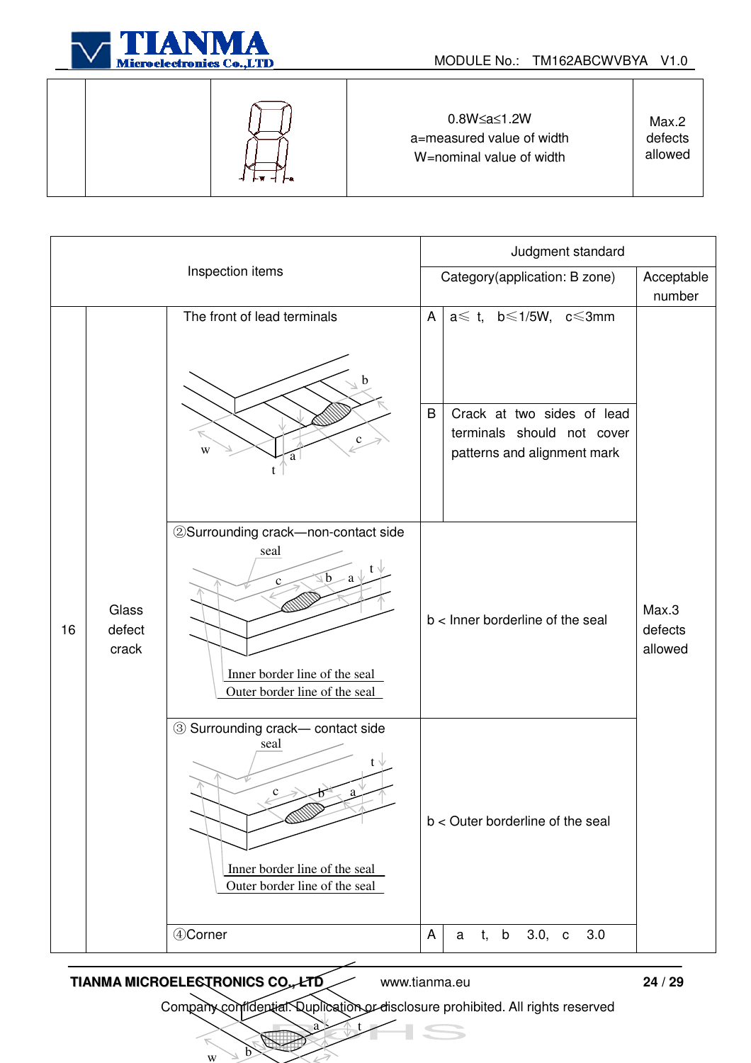| | | | 0.8W≤a≤1.2W<br>a=measured value of width<br>W=nominal value of width | Max.2 defects allowed |
|---|---|---|---|---|

| Inspection items | | | Judgment standard | | |
|---|---|---|---|---|---|
| | | | Category(application: B zone) | | Acceptable number |
| 16 | Glass defect crack | The front of lead terminals | A | a≤ t, b≤1/5W, c≤3mm | Max.3 defects allowed |
| | | | B | Crack at two sides of lead terminals should not cover patterns and alignment mark | |
| | | ②Surrounding crack—non-contact side<br>seal<br>Inner border line of the seal<br>Outer border line of the seal | b < Inner borderline of the seal | | |
| | | ③ Surrounding crack— contact side<br>seal<br>Inner border line of the seal<br>Outer border line of the seal | b < Outer borderline of the seal | | |
| | | ④Corner | A | a t, b 3.0, c 3.0 | |

Company confidential. Duplication or disclosure prohibited. All rights reserved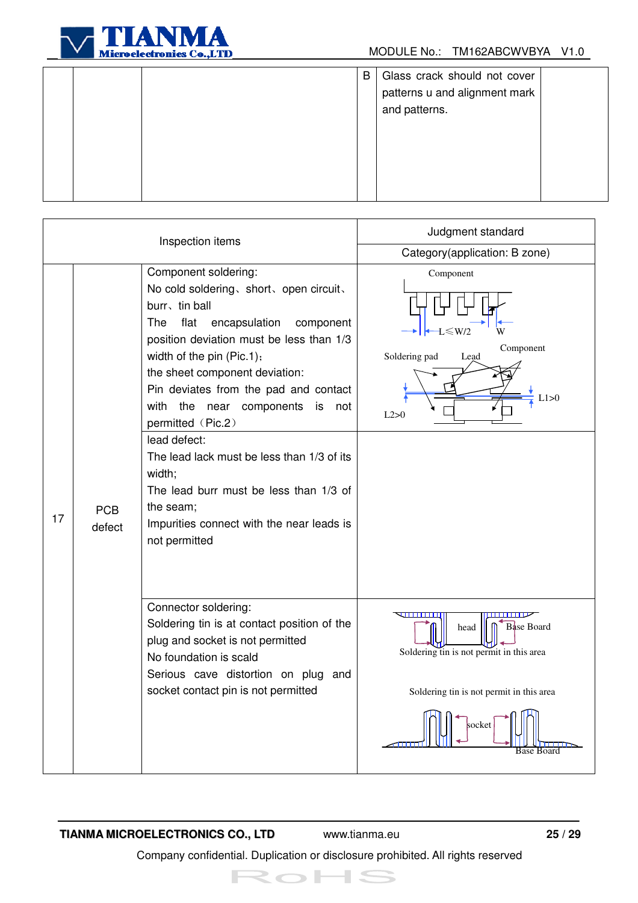|  |  |  | B | Glass crack should not cover patterns u and alignment mark and patterns. |  |
|---|---|---|---|---|---|

| Inspection items | | | Judgment standard |
|---|---|---|---|
| | | | Category(application: B zone) |
| 17 | PCB defect | Component soldering:<br>No cold soldering、short、open circuit、burr、tin ball<br>The flat encapsulation component position deviation must be less than 1/3 width of the pin (Pic.1)；<br>the sheet component deviation:<br>Pin deviates from the pad and contact with the near components is not permitted（Pic.2） | Component<br>L≤W/2 W<br>Component<br>Soldering pad Lead<br>L1>0<br>L2>0 |
| | | lead defect:<br>The lead lack must be less than 1/3 of its width;<br>The lead burr must be less than 1/3 of the seam;<br>Impurities connect with the near leads is not permitted | |
| | | Connector soldering:<br>Soldering tin is at contact position of the plug and socket is not permitted<br>No foundation is scald<br>Serious cave distortion on plug and socket contact pin is not permitted | head Base Board<br>Soldering tin is not permit in this area<br>Soldering tin is not permit in this area<br>socket<br>Base Board |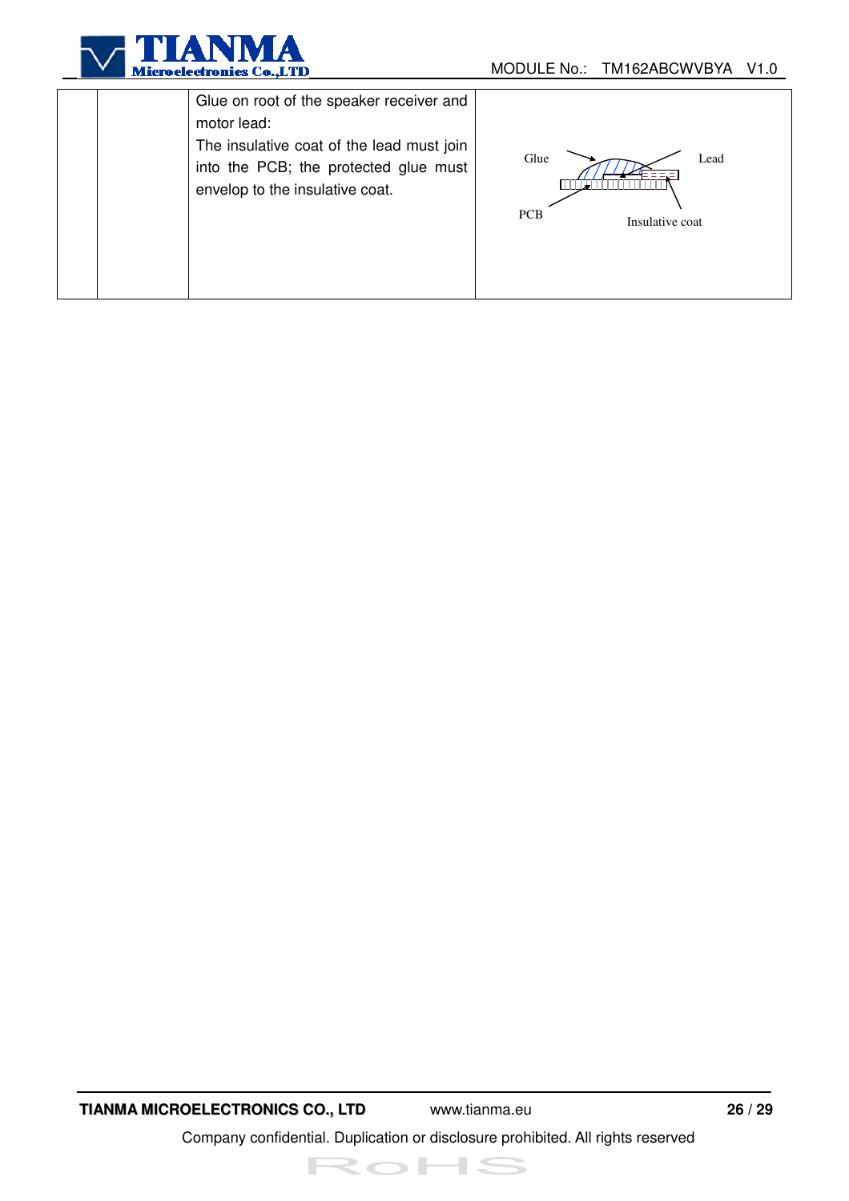|  |  | Glue on root of the speaker receiver and motor lead:<br>The insulative coat of the lead must join into the PCB; the protected glue must envelop to the insulative coat. | Glue Lead PCB Insulative coat |
|---|---|---|---|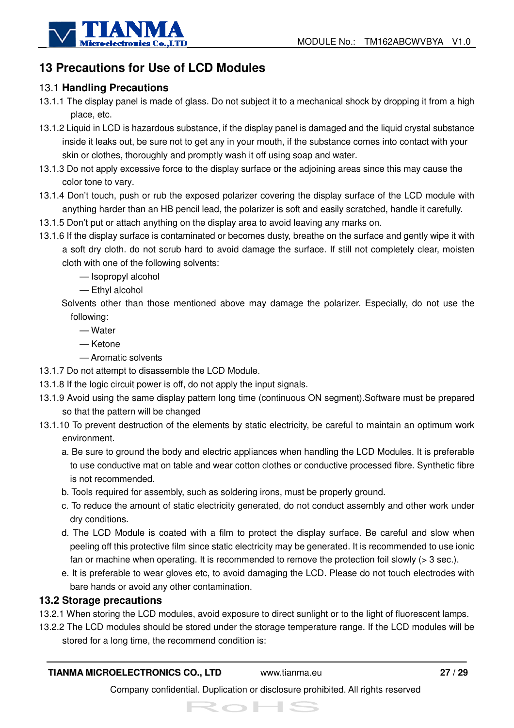# 13 Precautions for Use of LCD Modules

## 13.1 Handling Precautions

13.1.1 The display panel is made of glass. Do not subject it to a mechanical shock by dropping it from a high place, etc.

13.1.2 Liquid in LCD is hazardous substance, if the display panel is damaged and the liquid crystal substance inside it leaks out, be sure not to get any in your mouth, if the substance comes into contact with your skin or clothes, thoroughly and promptly wash it off using soap and water.

13.1.3 Do not apply excessive force to the display surface or the adjoining areas since this may cause the color tone to vary.

13.1.4 Don't touch, push or rub the exposed polarizer covering the display surface of the LCD module with anything harder than an HB pencil lead, the polarizer is soft and easily scratched, handle it carefully.

13.1.5 Don't put or attach anything on the display area to avoid leaving any marks on.

13.1.6 If the display surface is contaminated or becomes dusty, breathe on the surface and gently wipe it with a soft dry cloth. do not scrub hard to avoid damage the surface. If still not completely clear, moisten cloth with one of the following solvents:

— Isopropyl alcohol

— Ethyl alcohol

Solvents other than those mentioned above may damage the polarizer. Especially, do not use the following:

— Water

— Ketone

— Aromatic solvents

13.1.7 Do not attempt to disassemble the LCD Module.

13.1.8 If the logic circuit power is off, do not apply the input signals.

13.1.9 Avoid using the same display pattern long time (continuous ON segment).Software must be prepared so that the pattern will be changed

13.1.10 To prevent destruction of the elements by static electricity, be careful to maintain an optimum work environment.

a. Be sure to ground the body and electric appliances when handling the LCD Modules. It is preferable to use conductive mat on table and wear cotton clothes or conductive processed fibre. Synthetic fibre is not recommended.

b. Tools required for assembly, such as soldering irons, must be properly ground.

c. To reduce the amount of static electricity generated, do not conduct assembly and other work under dry conditions.

d. The LCD Module is coated with a film to protect the display surface. Be careful and slow when peeling off this protective film since static electricity may be generated. It is recommended to use ionic fan or machine when operating. It is recommended to remove the protection foil slowly (> 3 sec.).

e. It is preferable to wear gloves etc, to avoid damaging the LCD. Please do not touch electrodes with bare hands or avoid any other contamination.

## 13.2 Storage precautions

13.2.1 When storing the LCD modules, avoid exposure to direct sunlight or to the light of fluorescent lamps.

13.2.2 The LCD modules should be stored under the storage temperature range. If the LCD modules will be stored for a long time, the recommend condition is: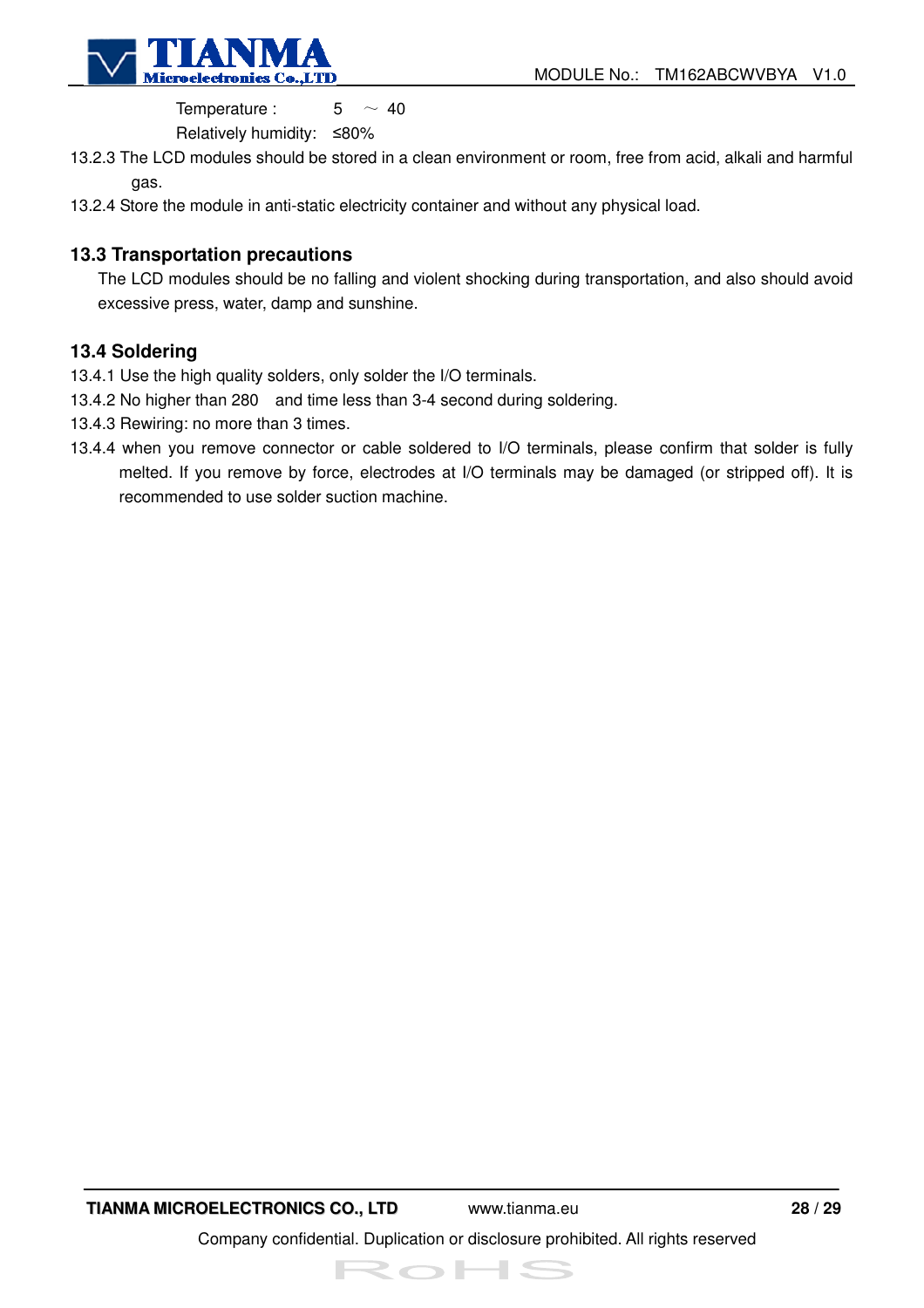Temperature : 5 ～ 40

Relatively humidity: ≤80%

13.2.3 The LCD modules should be stored in a clean environment or room, free from acid, alkali and harmful gas.

13.2.4 Store the module in anti-static electricity container and without any physical load.

## 13.3 Transportation precautions

The LCD modules should be no falling and violent shocking during transportation, and also should avoid excessive press, water, damp and sunshine.

## 13.4 Soldering

13.4.1 Use the high quality solders, only solder the I/O terminals.

13.4.2 No higher than 280 and time less than 3-4 second during soldering.

13.4.3 Rewiring: no more than 3 times.

13.4.4 when you remove connector or cable soldered to I/O terminals, please confirm that solder is fully melted. If you remove by force, electrodes at I/O terminals may be damaged (or stripped off). It is recommended to use solder suction machine.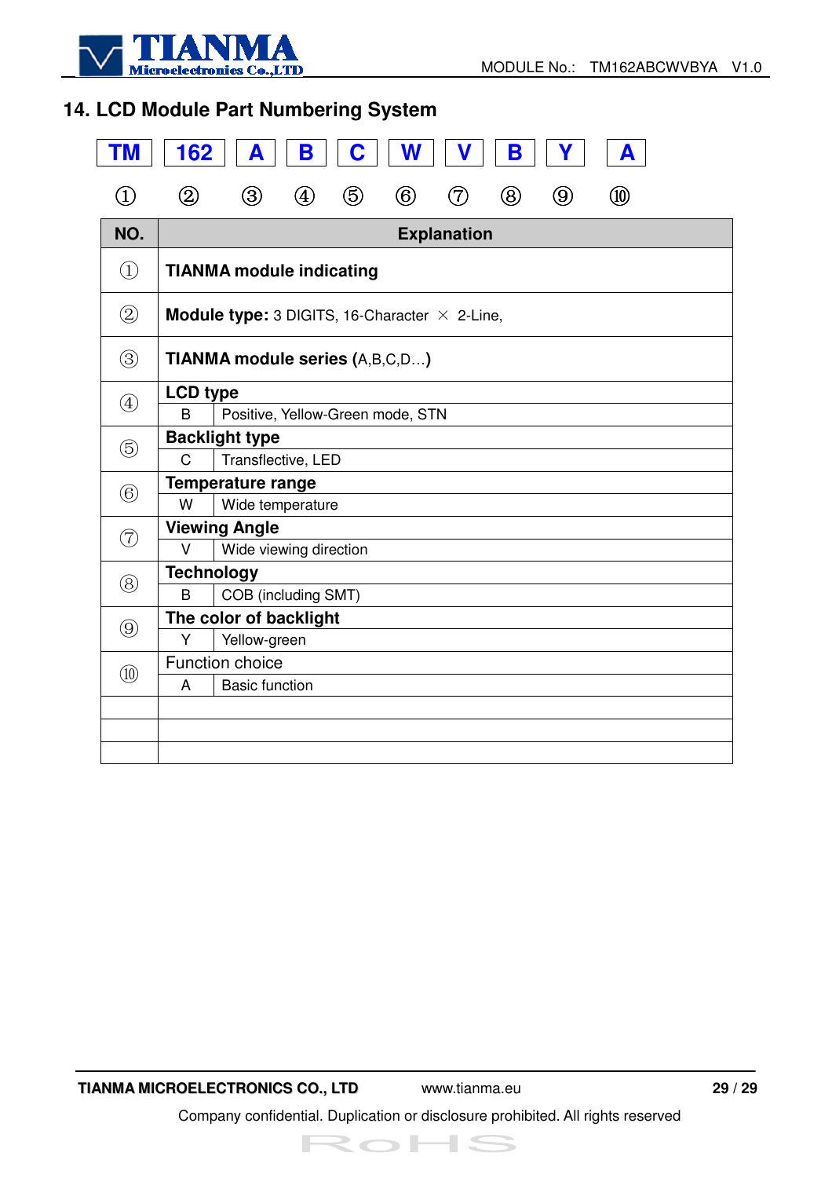## 14. LCD Module Part Numbering System

| TM | 162 | A | B | C | W | V | B | Y | A |
|---|---|---|---|---|---|---|---|---|---|
| ① | ② | ③ | ④ | ⑤ | ⑥ | ⑦ | ⑧ | ⑨ | ⑩ |

| NO. | Explanation | |
|---|---|---|
| ① | **TIANMA module indicating** | |
| ② | **Module type:** 3 DIGITS, 16-Character × 2-Line, | |
| ③ | **TIANMA module series (**A,B,C,D…**)** | |
| ④ | **LCD type** | |
| | B | Positive, Yellow-Green mode, STN |
| ⑤ | **Backlight type** | |
| | C | Transflective, LED |
| ⑥ | **Temperature range** | |
| | W | Wide temperature |
| ⑦ | **Viewing Angle** | |
| | V | Wide viewing direction |
| ⑧ | **Technology** | |
| | B | COB (including SMT) |
| ⑨ | **The color of backlight** | |
| | Y | Yellow-green |
| ⑩ | Function choice | |
| | A | Basic function |
| | | |
| | | |
| | | |